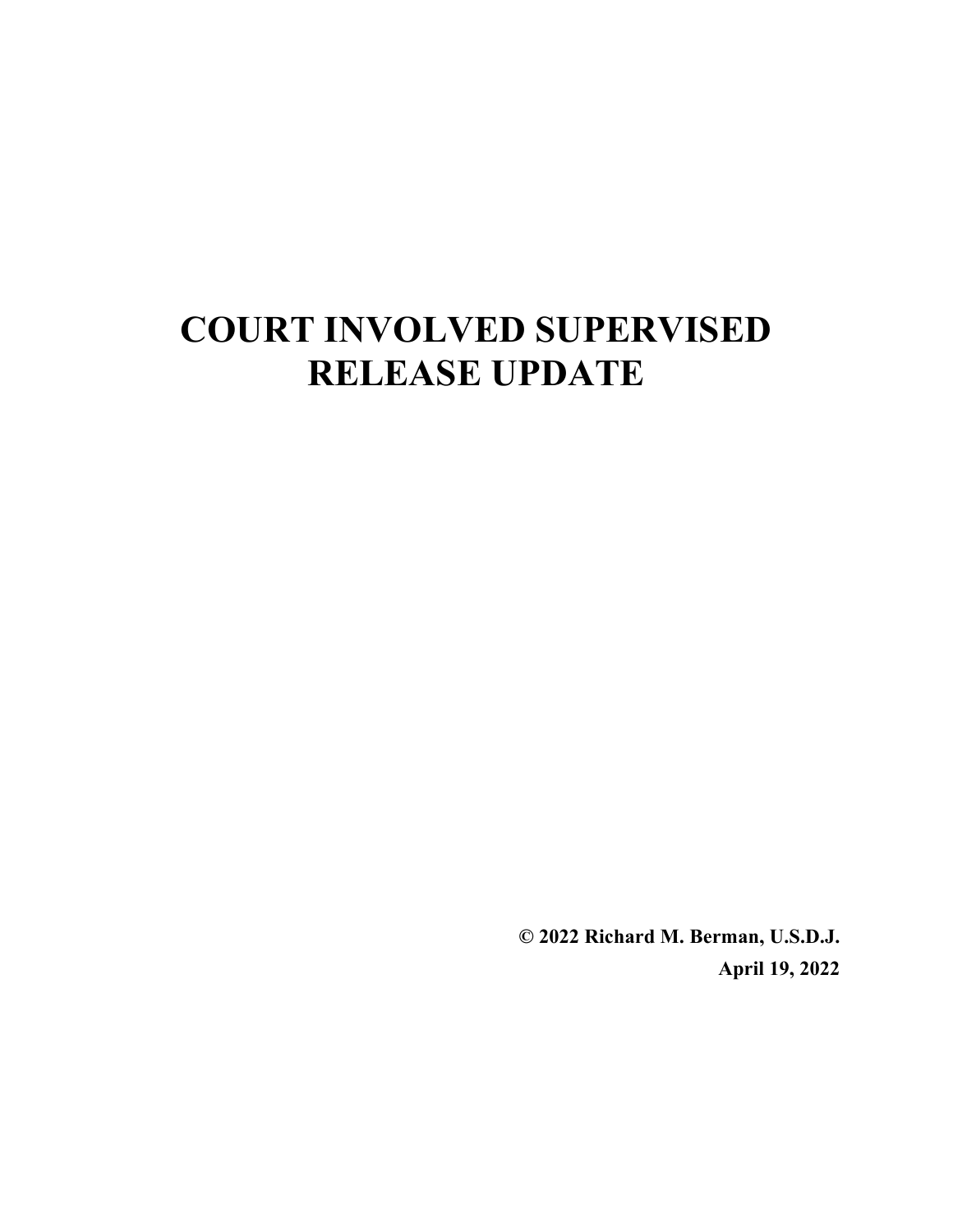# COURT INVOLVED SUPERVISED RELEASE UPDATE

**© 2022 Richard M. Berman, U.S.D.J.**

**April 19, 2022**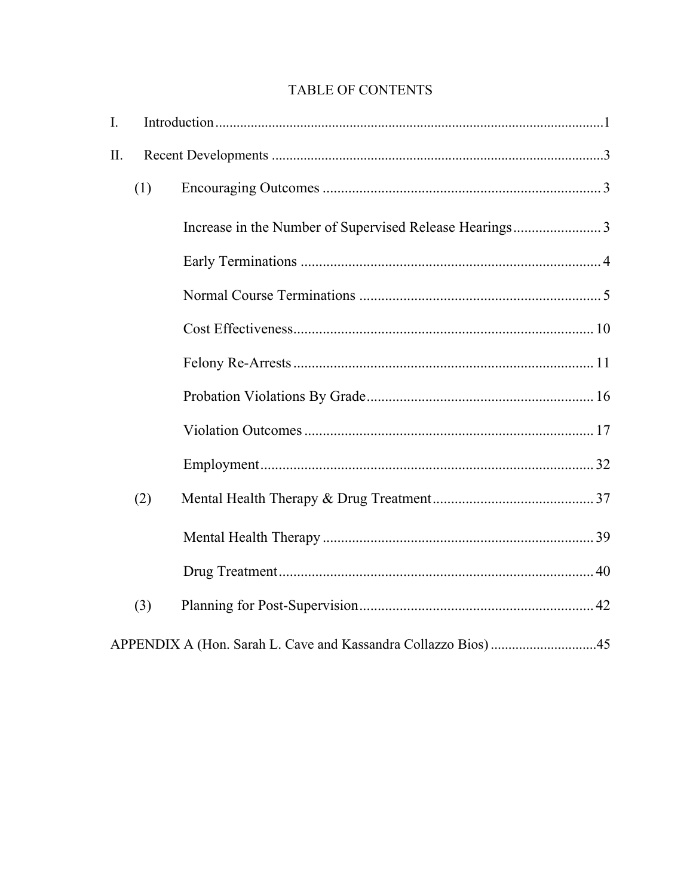# TABLE OF CONTENTS

I. Introduction ... 1

II. Recent Developments ... 3

- (1) Encouraging Outcomes ... 3
  - Increase in the Number of Supervised Release Hearings ... 3
  - Early Terminations ... 4
  - Normal Course Terminations ... 5
  - Cost Effectiveness ... 10
  - Felony Re-Arrests ... 11
  - Probation Violations By Grade ... 16
  - Violation Outcomes ... 17
  - Employment ... 32
- (2) Mental Health Therapy & Drug Treatment ... 37
  - Mental Health Therapy ... 39
  - Drug Treatment ... 40
- (3) Planning for Post-Supervision ... 42

APPENDIX A (Hon. Sarah L. Cave and Kassandra Collazzo Bios) ... 45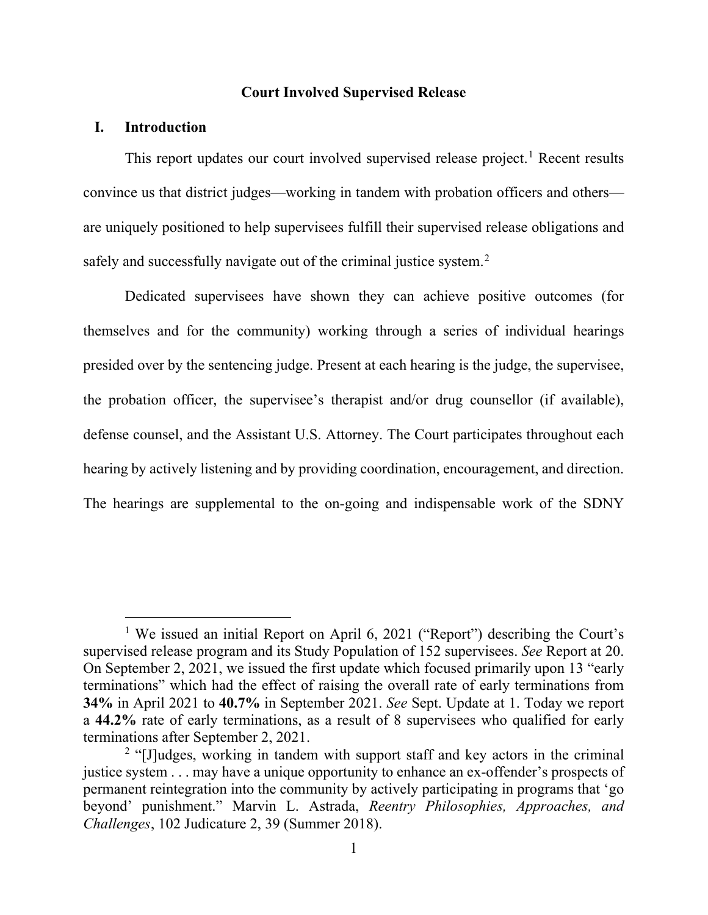**Court Involved Supervised Release**

## I. Introduction

This report updates our court involved supervised release project.[1] Recent results convince us that district judges—working in tandem with probation officers and others—are uniquely positioned to help supervisees fulfill their supervised release obligations and safely and successfully navigate out of the criminal justice system.[2]

Dedicated supervisees have shown they can achieve positive outcomes (for themselves and for the community) working through a series of individual hearings presided over by the sentencing judge. Present at each hearing is the judge, the supervisee, the probation officer, the supervisee's therapist and/or drug counsellor (if available), defense counsel, and the Assistant U.S. Attorney. The Court participates throughout each hearing by actively listening and by providing coordination, encouragement, and direction. The hearings are supplemental to the on-going and indispensable work of the SDNY

---

[1] We issued an initial Report on April 6, 2021 ("Report") describing the Court's supervised release program and its Study Population of 152 supervisees. *See* Report at 20. On September 2, 2021, we issued the first update which focused primarily upon 13 "early terminations" which had the effect of raising the overall rate of early terminations from **34%** in April 2021 to **40.7%** in September 2021. *See* Sept. Update at 1. Today we report a **44.2%** rate of early terminations, as a result of 8 supervisees who qualified for early terminations after September 2, 2021.

[2] "[J]udges, working in tandem with support staff and key actors in the criminal justice system . . . may have a unique opportunity to enhance an ex-offender's prospects of permanent reintegration into the community by actively participating in programs that 'go beyond' punishment." Marvin L. Astrada, *Reentry Philosophies, Approaches, and Challenges*, 102 Judicature 2, 39 (Summer 2018).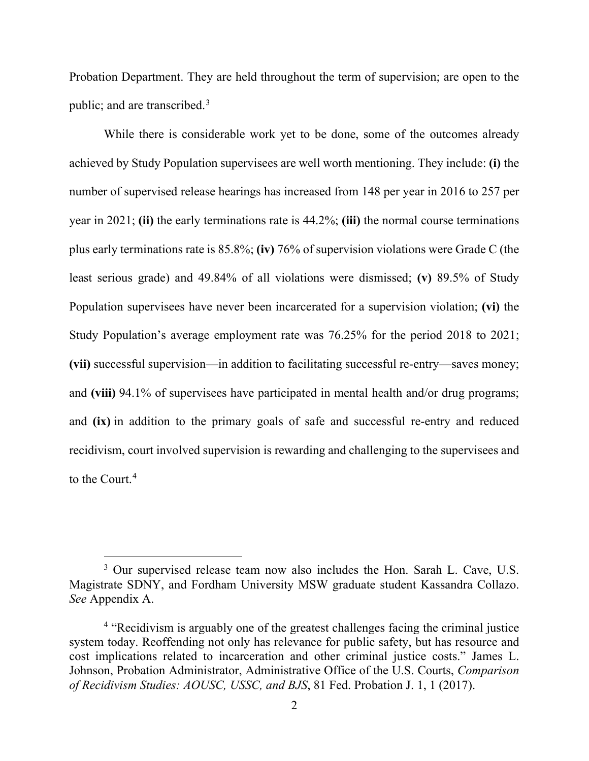Probation Department. They are held throughout the term of supervision; are open to the public; and are transcribed.[3]

While there is considerable work yet to be done, some of the outcomes already achieved by Study Population supervisees are well worth mentioning. They include: **(i)** the number of supervised release hearings has increased from 148 per year in 2016 to 257 per year in 2021; **(ii)** the early terminations rate is 44.2%; **(iii)** the normal course terminations plus early terminations rate is 85.8%; **(iv)** 76% of supervision violations were Grade C (the least serious grade) and 49.84% of all violations were dismissed; **(v)** 89.5% of Study Population supervisees have never been incarcerated for a supervision violation; **(vi)** the Study Population's average employment rate was 76.25% for the period 2018 to 2021; **(vii)** successful supervision—in addition to facilitating successful re-entry—saves money; and **(viii)** 94.1% of supervisees have participated in mental health and/or drug programs; and **(ix)** in addition to the primary goals of safe and successful re-entry and reduced recidivism, court involved supervision is rewarding and challenging to the supervisees and to the Court.[4]

---

[3] Our supervised release team now also includes the Hon. Sarah L. Cave, U.S. Magistrate SDNY, and Fordham University MSW graduate student Kassandra Collazo. *See* Appendix A.

[4] "Recidivism is arguably one of the greatest challenges facing the criminal justice system today. Reoffending not only has relevance for public safety, but has resource and cost implications related to incarceration and other criminal justice costs." James L. Johnson, Probation Administrator, Administrative Office of the U.S. Courts, *Comparison of Recidivism Studies: AOUSC, USSC, and BJS*, 81 Fed. Probation J. 1, 1 (2017).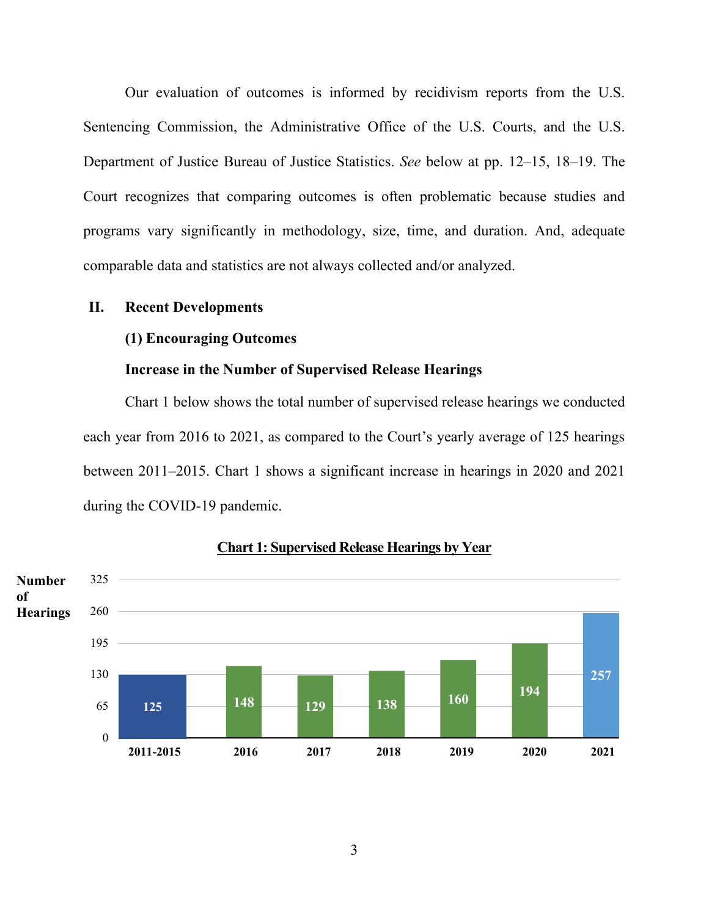Our evaluation of outcomes is informed by recidivism reports from the U.S. Sentencing Commission, the Administrative Office of the U.S. Courts, and the U.S. Department of Justice Bureau of Justice Statistics. *See* below at pp. 12–15, 18–19. The Court recognizes that comparing outcomes is often problematic because studies and programs vary significantly in methodology, size, time, and duration. And, adequate comparable data and statistics are not always collected and/or analyzed.

## II. Recent Developments

### (1) Encouraging Outcomes

**Increase in the Number of Supervised Release Hearings**

Chart 1 below shows the total number of supervised release hearings we conducted each year from 2016 to 2021, as compared to the Court's yearly average of 125 hearings between 2011–2015. Chart 1 shows a significant increase in hearings in 2020 and 2021 during the COVID-19 pandemic.

**Chart 1: Supervised Release Hearings by Year**

| Year | Number of Hearings |
| --- | --- |
| 2011-2015 | 125 |
| 2016 | 148 |
| 2017 | 129 |
| 2018 | 138 |
| 2019 | 160 |
| 2020 | 194 |
| 2021 | 257 |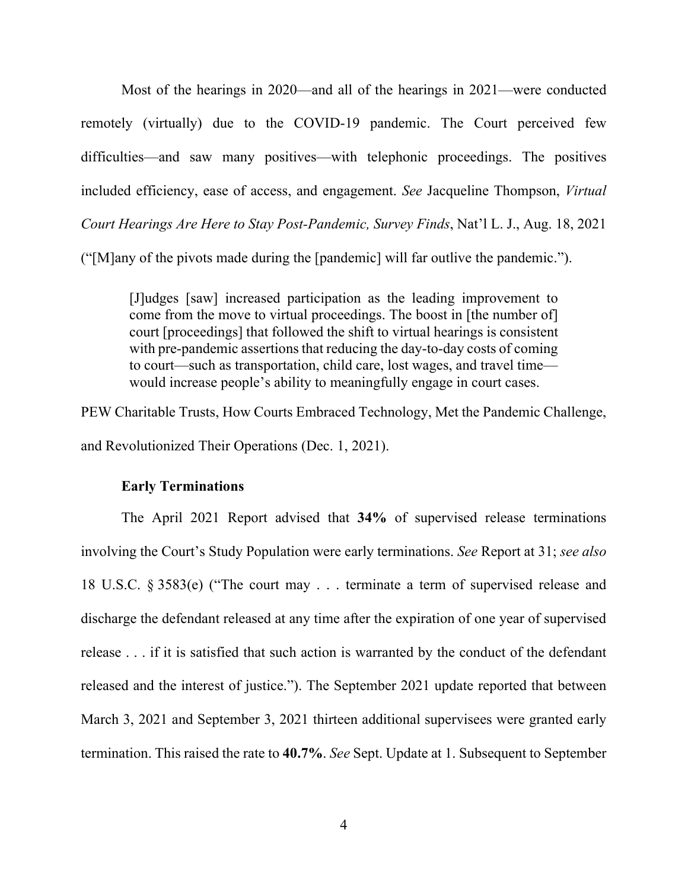Most of the hearings in 2020—and all of the hearings in 2021—were conducted remotely (virtually) due to the COVID-19 pandemic. The Court perceived few difficulties—and saw many positives—with telephonic proceedings. The positives included efficiency, ease of access, and engagement. *See* Jacqueline Thompson, *Virtual Court Hearings Are Here to Stay Post-Pandemic, Survey Finds*, Nat'l L. J., Aug. 18, 2021 ("[M]any of the pivots made during the [pandemic] will far outlive the pandemic.").

> [J]udges [saw] increased participation as the leading improvement to come from the move to virtual proceedings. The boost in [the number of] court [proceedings] that followed the shift to virtual hearings is consistent with pre-pandemic assertions that reducing the day-to-day costs of coming to court—such as transportation, child care, lost wages, and travel time—would increase people's ability to meaningfully engage in court cases.

PEW Charitable Trusts, How Courts Embraced Technology, Met the Pandemic Challenge, and Revolutionized Their Operations (Dec. 1, 2021).

**Early Terminations**

The April 2021 Report advised that **34%** of supervised release terminations involving the Court's Study Population were early terminations. *See* Report at 31; *see also* 18 U.S.C. § 3583(e) ("The court may . . . terminate a term of supervised release and discharge the defendant released at any time after the expiration of one year of supervised release . . . if it is satisfied that such action is warranted by the conduct of the defendant released and the interest of justice."). The September 2021 update reported that between March 3, 2021 and September 3, 2021 thirteen additional supervisees were granted early termination. This raised the rate to **40.7%**. *See* Sept. Update at 1. Subsequent to September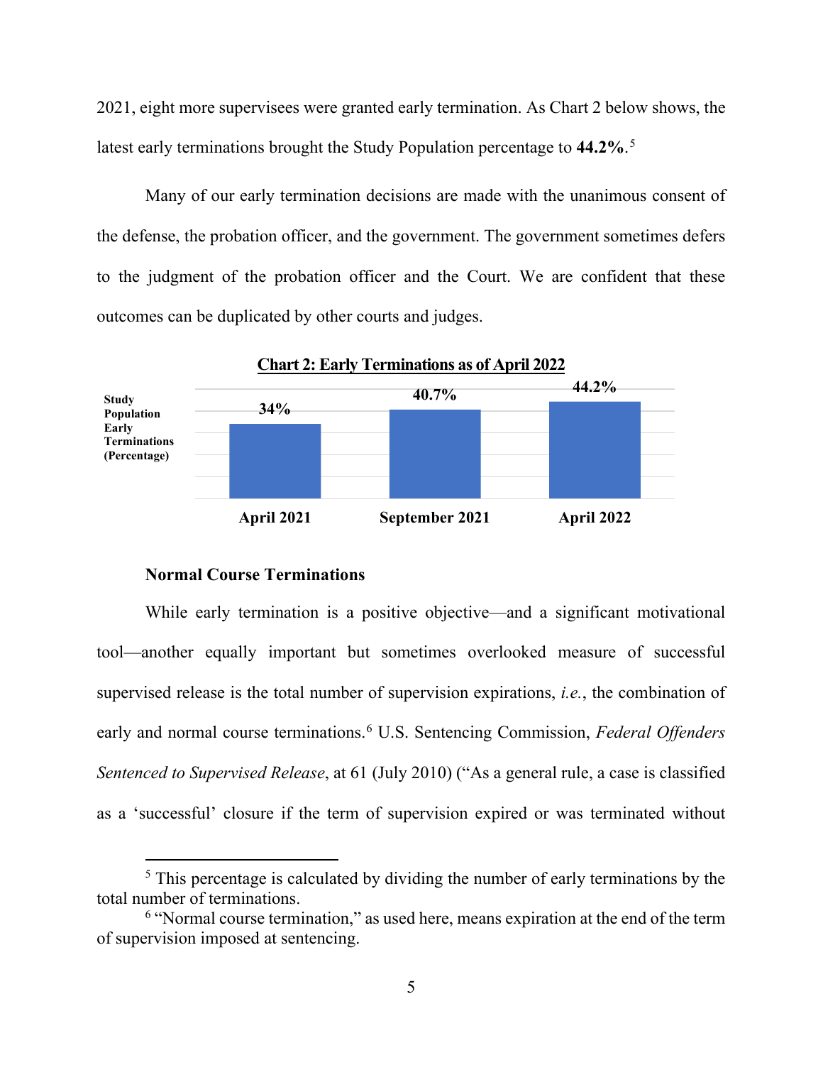2021, eight more supervisees were granted early termination. As Chart 2 below shows, the latest early terminations brought the Study Population percentage to **44.2%**.[5]

Many of our early termination decisions are made with the unanimous consent of the defense, the probation officer, and the government. The government sometimes defers to the judgment of the probation officer and the Court. We are confident that these outcomes can be duplicated by other courts and judges.

**Chart 2: Early Terminations as of April 2022**

| | April 2021 | September 2021 | April 2022 |
|---|---|---|---|
| Study Population Early Terminations (Percentage) | 34% | 40.7% | 44.2% |

**Normal Course Terminations**

While early termination is a positive objective—and a significant motivational tool—another equally important but sometimes overlooked measure of successful supervised release is the total number of supervision expirations, *i.e.*, the combination of early and normal course terminations.[6] U.S. Sentencing Commission, *Federal Offenders Sentenced to Supervised Release*, at 61 (July 2010) ("As a general rule, a case is classified as a 'successful' closure if the term of supervision expired or was terminated without

[5] This percentage is calculated by dividing the number of early terminations by the total number of terminations.

[6] "Normal course termination," as used here, means expiration at the end of the term of supervision imposed at sentencing.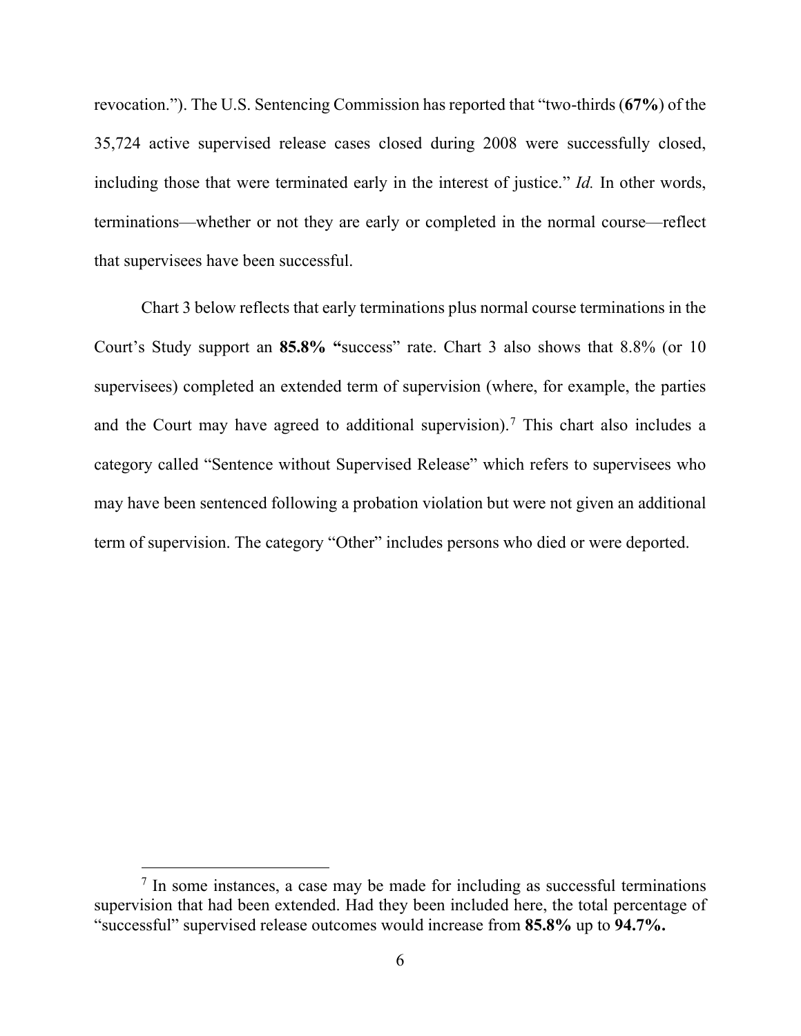revocation."). The U.S. Sentencing Commission has reported that "two-thirds (**67%**) of the 35,724 active supervised release cases closed during 2008 were successfully closed, including those that were terminated early in the interest of justice." *Id.* In other words, terminations—whether or not they are early or completed in the normal course—reflect that supervisees have been successful.

Chart 3 below reflects that early terminations plus normal course terminations in the Court's Study support an **85.8% "**success" rate. Chart 3 also shows that 8.8% (or 10 supervisees) completed an extended term of supervision (where, for example, the parties and the Court may have agreed to additional supervision).[7] This chart also includes a category called "Sentence without Supervised Release" which refers to supervisees who may have been sentenced following a probation violation but were not given an additional term of supervision. The category "Other" includes persons who died or were deported.

---

[7] In some instances, a case may be made for including as successful terminations supervision that had been extended. Had they been included here, the total percentage of "successful" supervised release outcomes would increase from **85.8%** up to **94.7%.**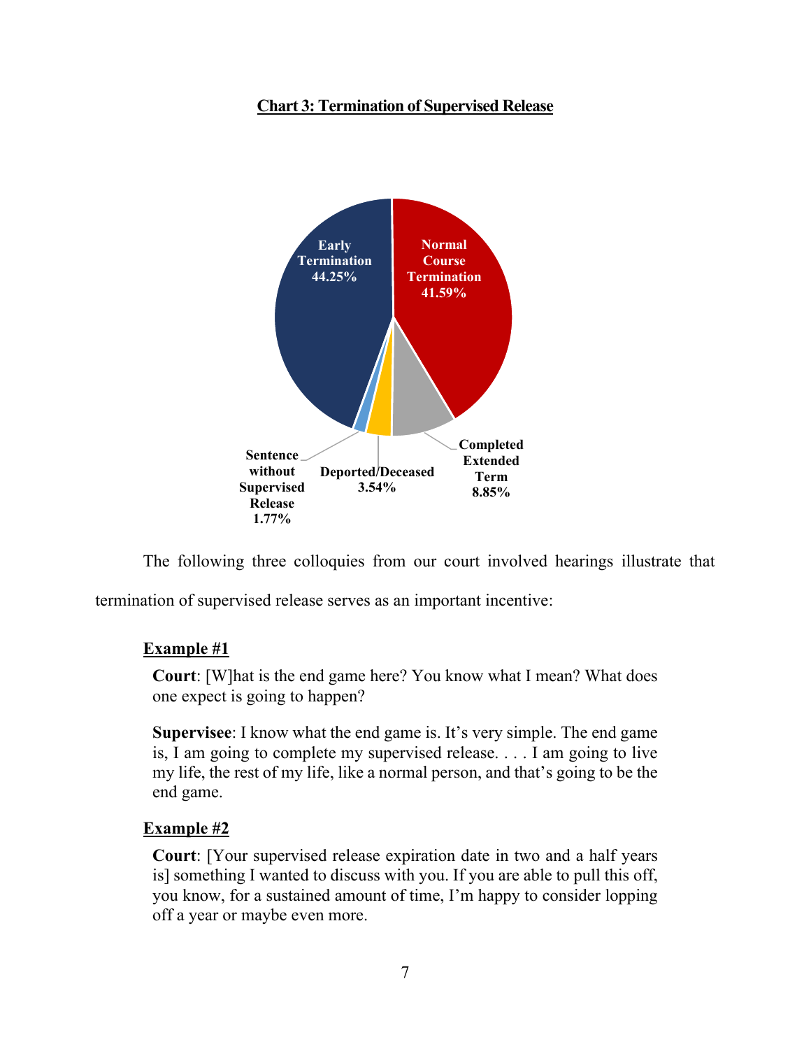**Chart 3: Termination of Supervised Release**

Early Termination 44.25%

Normal Course Termination 41.59%

Completed Extended Term 8.85%

Deported/Deceased 3.54%

Sentence without Supervised Release 1.77%

The following three colloquies from our court involved hearings illustrate that termination of supervised release serves as an important incentive:

**Example #1**

> **Court**: [W]hat is the end game here? You know what I mean? What does one expect is going to happen?
>
> **Supervisee**: I know what the end game is. It's very simple. The end game is, I am going to complete my supervised release. . . . I am going to live my life, the rest of my life, like a normal person, and that's going to be the end game.

**Example #2**

> **Court**: [Your supervised release expiration date in two and a half years is] something I wanted to discuss with you. If you are able to pull this off, you know, for a sustained amount of time, I'm happy to consider lopping off a year or maybe even more.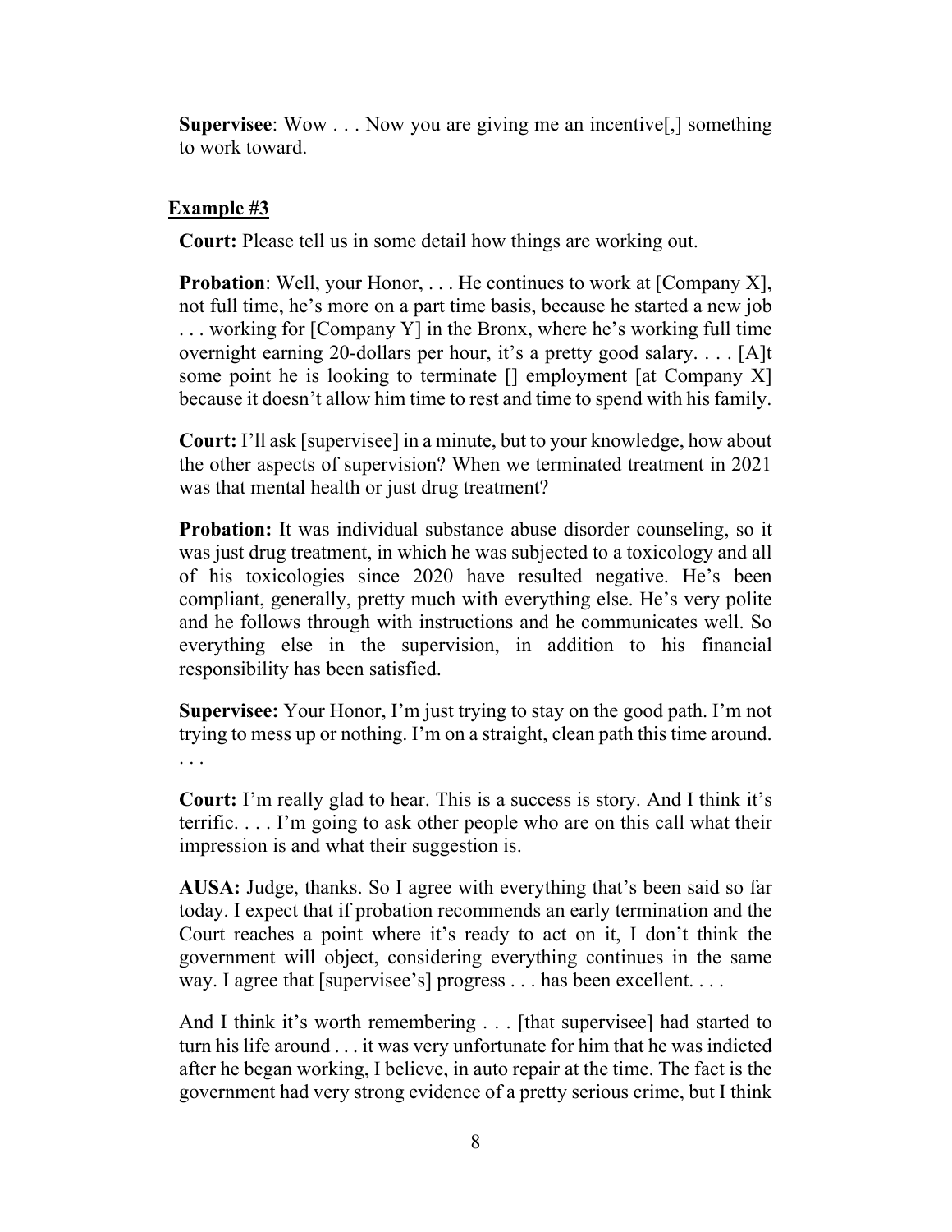**Supervisee**: Wow . . . Now you are giving me an incentive[,] something to work toward.

**Example #3**

**Court:** Please tell us in some detail how things are working out.

**Probation**: Well, your Honor, . . . He continues to work at [Company X], not full time, he's more on a part time basis, because he started a new job . . . working for [Company Y] in the Bronx, where he's working full time overnight earning 20-dollars per hour, it's a pretty good salary. . . . [A]t some point he is looking to terminate [] employment [at Company X] because it doesn't allow him time to rest and time to spend with his family.

**Court:** I'll ask [supervisee] in a minute, but to your knowledge, how about the other aspects of supervision? When we terminated treatment in 2021 was that mental health or just drug treatment?

**Probation:** It was individual substance abuse disorder counseling, so it was just drug treatment, in which he was subjected to a toxicology and all of his toxicologies since 2020 have resulted negative. He's been compliant, generally, pretty much with everything else. He's very polite and he follows through with instructions and he communicates well. So everything else in the supervision, in addition to his financial responsibility has been satisfied.

**Supervisee:** Your Honor, I'm just trying to stay on the good path. I'm not trying to mess up or nothing. I'm on a straight, clean path this time around. . . .

**Court:** I'm really glad to hear. This is a success is story. And I think it's terrific. . . . I'm going to ask other people who are on this call what their impression is and what their suggestion is.

**AUSA:** Judge, thanks. So I agree with everything that's been said so far today. I expect that if probation recommends an early termination and the Court reaches a point where it's ready to act on it, I don't think the government will object, considering everything continues in the same way. I agree that [supervisee's] progress . . . has been excellent. . . .

And I think it's worth remembering . . . [that supervisee] had started to turn his life around . . . it was very unfortunate for him that he was indicted after he began working, I believe, in auto repair at the time. The fact is the government had very strong evidence of a pretty serious crime, but I think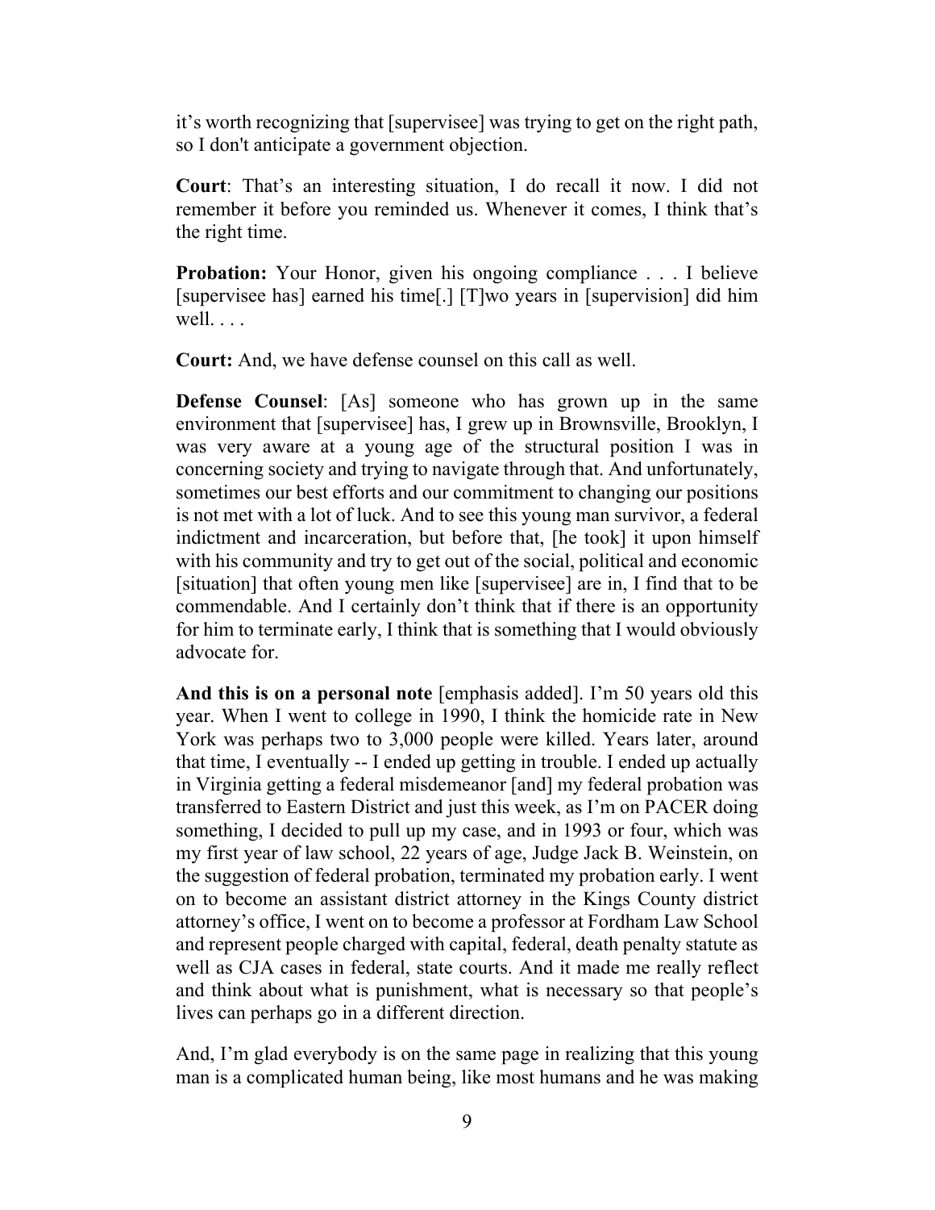it's worth recognizing that [supervisee] was trying to get on the right path, so I don't anticipate a government objection.

**Court**: That's an interesting situation, I do recall it now. I did not remember it before you reminded us. Whenever it comes, I think that's the right time.

**Probation:** Your Honor, given his ongoing compliance . . . I believe [supervisee has] earned his time[.] [T]wo years in [supervision] did him well. . . .

**Court:** And, we have defense counsel on this call as well.

**Defense Counsel**: [As] someone who has grown up in the same environment that [supervisee] has, I grew up in Brownsville, Brooklyn, I was very aware at a young age of the structural position I was in concerning society and trying to navigate through that. And unfortunately, sometimes our best efforts and our commitment to changing our positions is not met with a lot of luck. And to see this young man survivor, a federal indictment and incarceration, but before that, [he took] it upon himself with his community and try to get out of the social, political and economic [situation] that often young men like [supervisee] are in, I find that to be commendable. And I certainly don't think that if there is an opportunity for him to terminate early, I think that is something that I would obviously advocate for.

**And this is on a personal note** [emphasis added]. I'm 50 years old this year. When I went to college in 1990, I think the homicide rate in New York was perhaps two to 3,000 people were killed. Years later, around that time, I eventually -- I ended up getting in trouble. I ended up actually in Virginia getting a federal misdemeanor [and] my federal probation was transferred to Eastern District and just this week, as I'm on PACER doing something, I decided to pull up my case, and in 1993 or four, which was my first year of law school, 22 years of age, Judge Jack B. Weinstein, on the suggestion of federal probation, terminated my probation early. I went on to become an assistant district attorney in the Kings County district attorney's office, I went on to become a professor at Fordham Law School and represent people charged with capital, federal, death penalty statute as well as CJA cases in federal, state courts. And it made me really reflect and think about what is punishment, what is necessary so that people's lives can perhaps go in a different direction.

And, I'm glad everybody is on the same page in realizing that this young man is a complicated human being, like most humans and he was making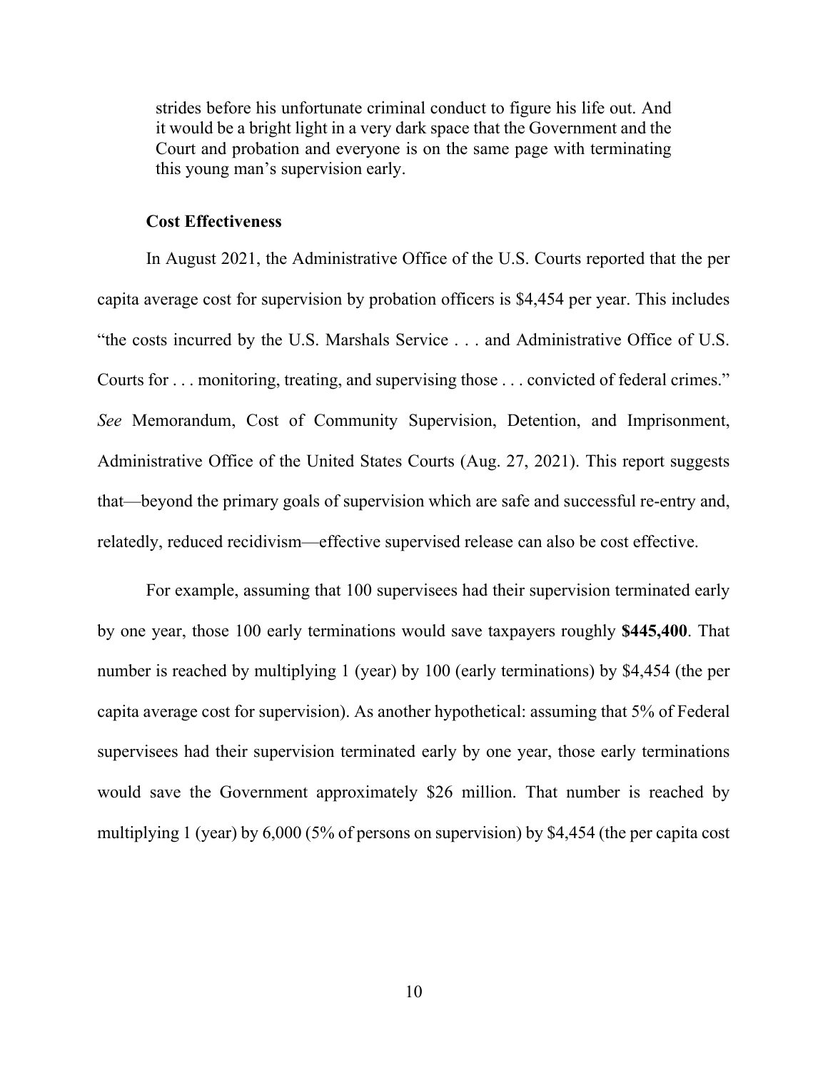> strides before his unfortunate criminal conduct to figure his life out. And it would be a bright light in a very dark space that the Government and the Court and probation and everyone is on the same page with terminating this young man's supervision early.

**Cost Effectiveness**

In August 2021, the Administrative Office of the U.S. Courts reported that the per capita average cost for supervision by probation officers is $4,454 per year. This includes "the costs incurred by the U.S. Marshals Service . . . and Administrative Office of U.S. Courts for . . . monitoring, treating, and supervising those . . . convicted of federal crimes." *See* Memorandum, Cost of Community Supervision, Detention, and Imprisonment, Administrative Office of the United States Courts (Aug. 27, 2021). This report suggests that—beyond the primary goals of supervision which are safe and successful re-entry and, relatedly, reduced recidivism—effective supervised release can also be cost effective.

For example, assuming that 100 supervisees had their supervision terminated early by one year, those 100 early terminations would save taxpayers roughly **$445,400**. That number is reached by multiplying 1 (year) by 100 (early terminations) by $4,454 (the per capita average cost for supervision). As another hypothetical: assuming that 5% of Federal supervisees had their supervision terminated early by one year, those early terminations would save the Government approximately $26 million. That number is reached by multiplying 1 (year) by 6,000 (5% of persons on supervision) by $4,454 (the per capita cost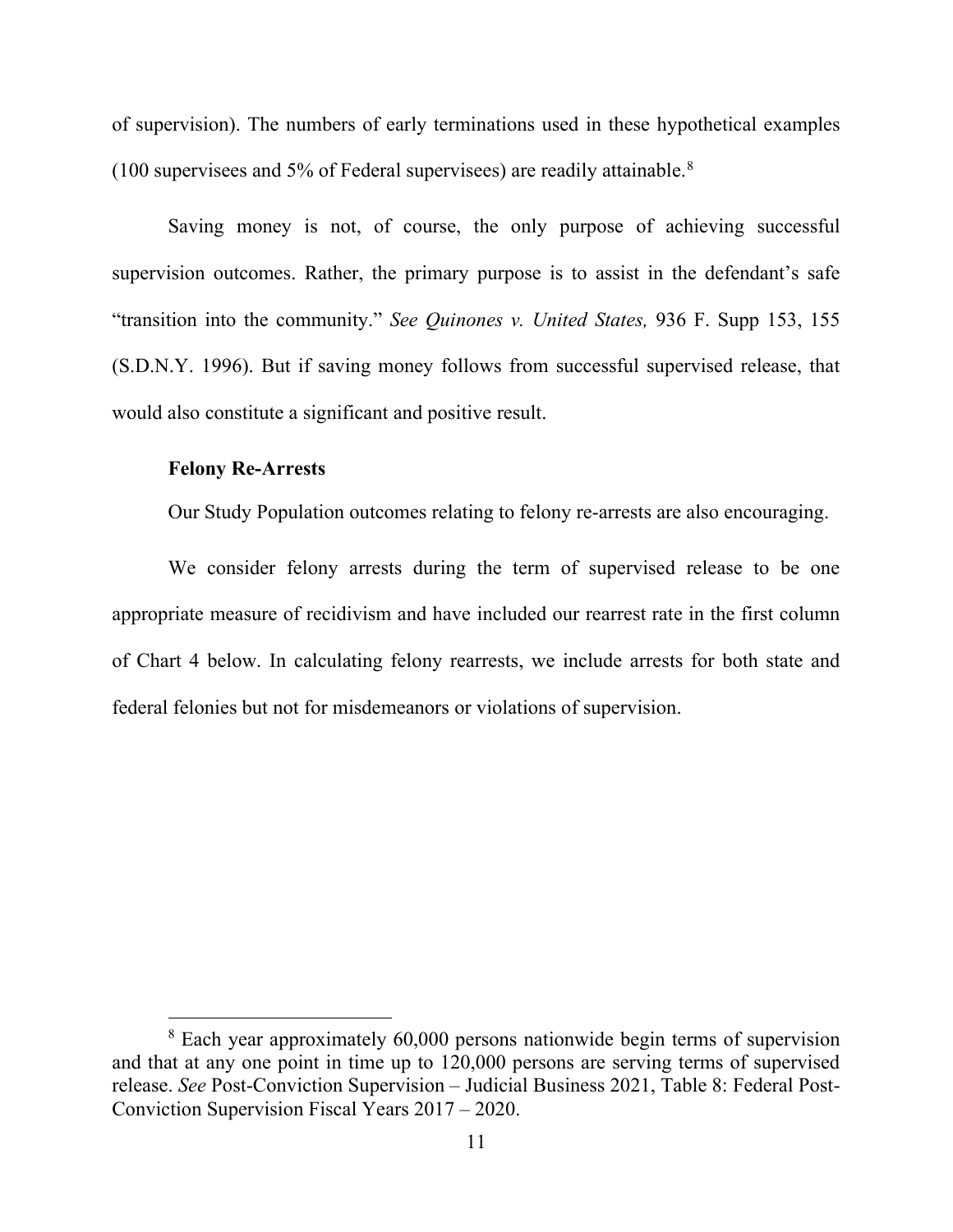of supervision). The numbers of early terminations used in these hypothetical examples (100 supervisees and 5% of Federal supervisees) are readily attainable.[8]

Saving money is not, of course, the only purpose of achieving successful supervision outcomes. Rather, the primary purpose is to assist in the defendant's safe "transition into the community." *See Quinones v. United States,* 936 F. Supp 153, 155 (S.D.N.Y. 1996). But if saving money follows from successful supervised release, that would also constitute a significant and positive result.

**Felony Re-Arrests**

Our Study Population outcomes relating to felony re-arrests are also encouraging.

We consider felony arrests during the term of supervised release to be one appropriate measure of recidivism and have included our rearrest rate in the first column of Chart 4 below. In calculating felony rearrests, we include arrests for both state and federal felonies but not for misdemeanors or violations of supervision.

[8] Each year approximately 60,000 persons nationwide begin terms of supervision and that at any one point in time up to 120,000 persons are serving terms of supervised release. *See* Post-Conviction Supervision – Judicial Business 2021, Table 8: Federal Post-Conviction Supervision Fiscal Years 2017 – 2020.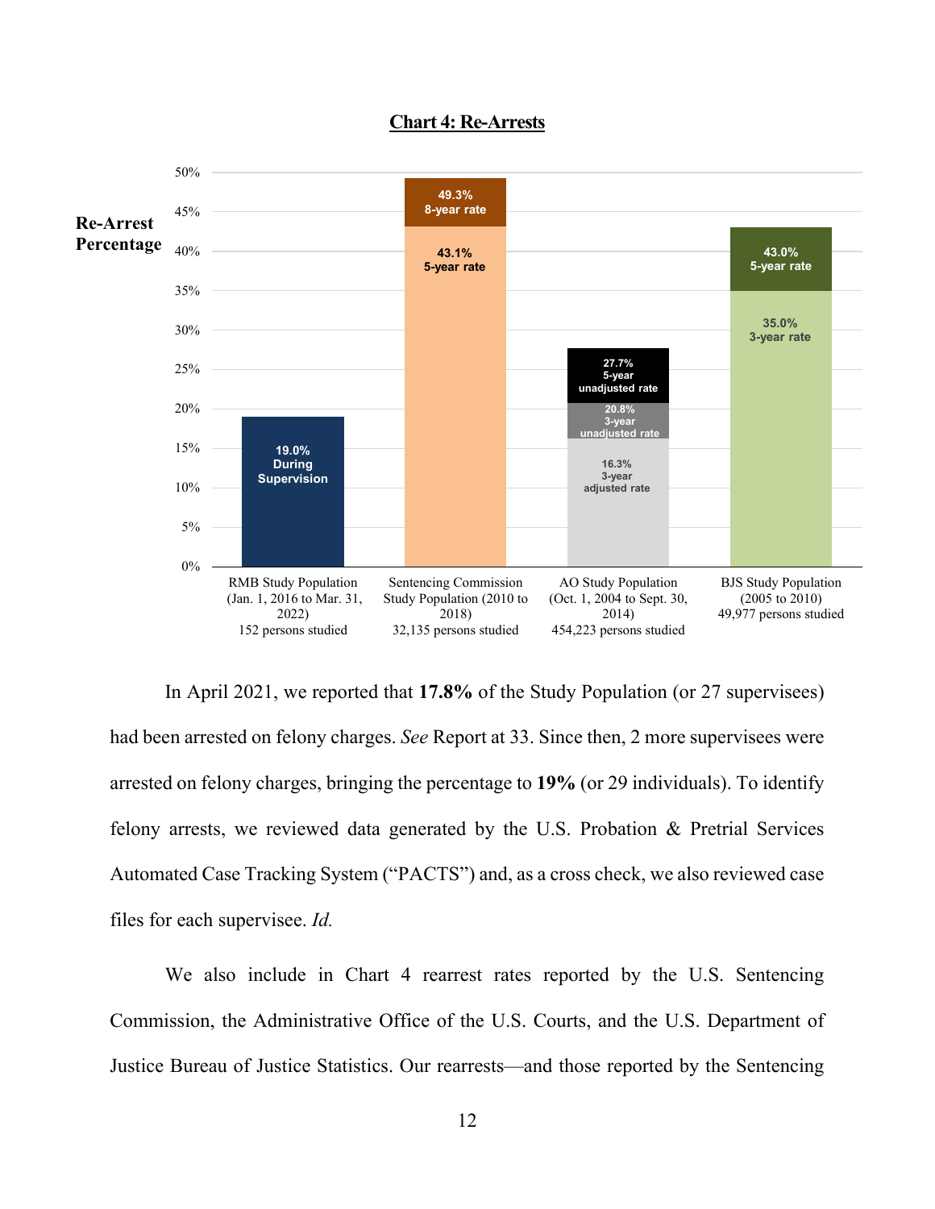**Chart 4: Re-Arrests**

| Study Population | Re-Arrest Percentage |
|---|---|
| RMB Study Population (Jan. 1, 2016 to Mar. 31, 2022) 152 persons studied | 19.0% During Supervision |
| Sentencing Commission Study Population (2010 to 2018) 32,135 persons studied | 43.1% 5-year rate; 49.3% 8-year rate |
| AO Study Population (Oct. 1, 2004 to Sept. 30, 2014) 454,223 persons studied | 16.3% 3-year adjusted rate; 20.8% 3-year unadjusted rate; 27.7% 5-year unadjusted rate |
| BJS Study Population (2005 to 2010) 49,977 persons studied | 35.0% 3-year rate; 43.0% 5-year rate |

In April 2021, we reported that **17.8%** of the Study Population (or 27 supervisees) had been arrested on felony charges. *See* Report at 33. Since then, 2 more supervisees were arrested on felony charges, bringing the percentage to **19%** (or 29 individuals). To identify felony arrests, we reviewed data generated by the U.S. Probation & Pretrial Services Automated Case Tracking System ("PACTS") and, as a cross check, we also reviewed case files for each supervisee. *Id.*

We also include in Chart 4 rearrest rates reported by the U.S. Sentencing Commission, the Administrative Office of the U.S. Courts, and the U.S. Department of Justice Bureau of Justice Statistics. Our rearrests—and those reported by the Sentencing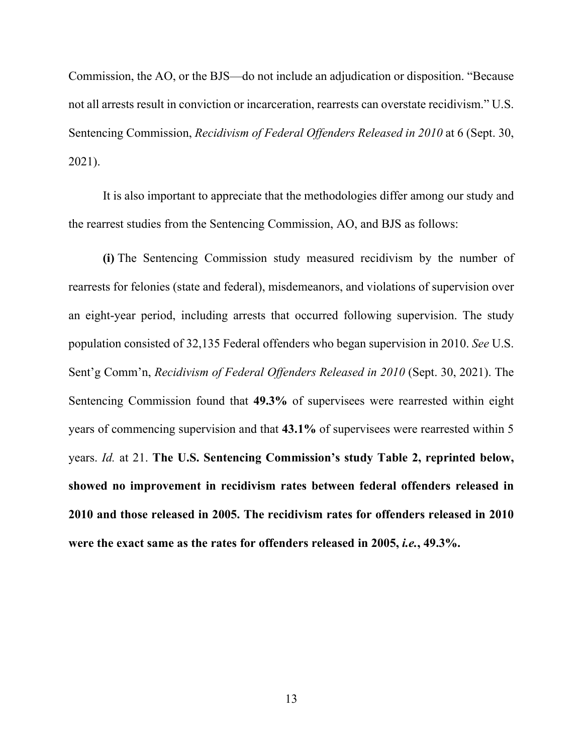Commission, the AO, or the BJS—do not include an adjudication or disposition. "Because not all arrests result in conviction or incarceration, rearrests can overstate recidivism." U.S. Sentencing Commission, *Recidivism of Federal Offenders Released in 2010* at 6 (Sept. 30, 2021).

It is also important to appreciate that the methodologies differ among our study and the rearrest studies from the Sentencing Commission, AO, and BJS as follows:

**(i)** The Sentencing Commission study measured recidivism by the number of rearrests for felonies (state and federal), misdemeanors, and violations of supervision over an eight-year period, including arrests that occurred following supervision. The study population consisted of 32,135 Federal offenders who began supervision in 2010. *See* U.S. Sent'g Comm'n, *Recidivism of Federal Offenders Released in 2010* (Sept. 30, 2021). The Sentencing Commission found that **49.3%** of supervisees were rearrested within eight years of commencing supervision and that **43.1%** of supervisees were rearrested within 5 years. *Id.* at 21. **The U.S. Sentencing Commission's study Table 2, reprinted below, showed no improvement in recidivism rates between federal offenders released in 2010 and those released in 2005. The recidivism rates for offenders released in 2010 were the exact same as the rates for offenders released in 2005, *i.e.*, 49.3%.**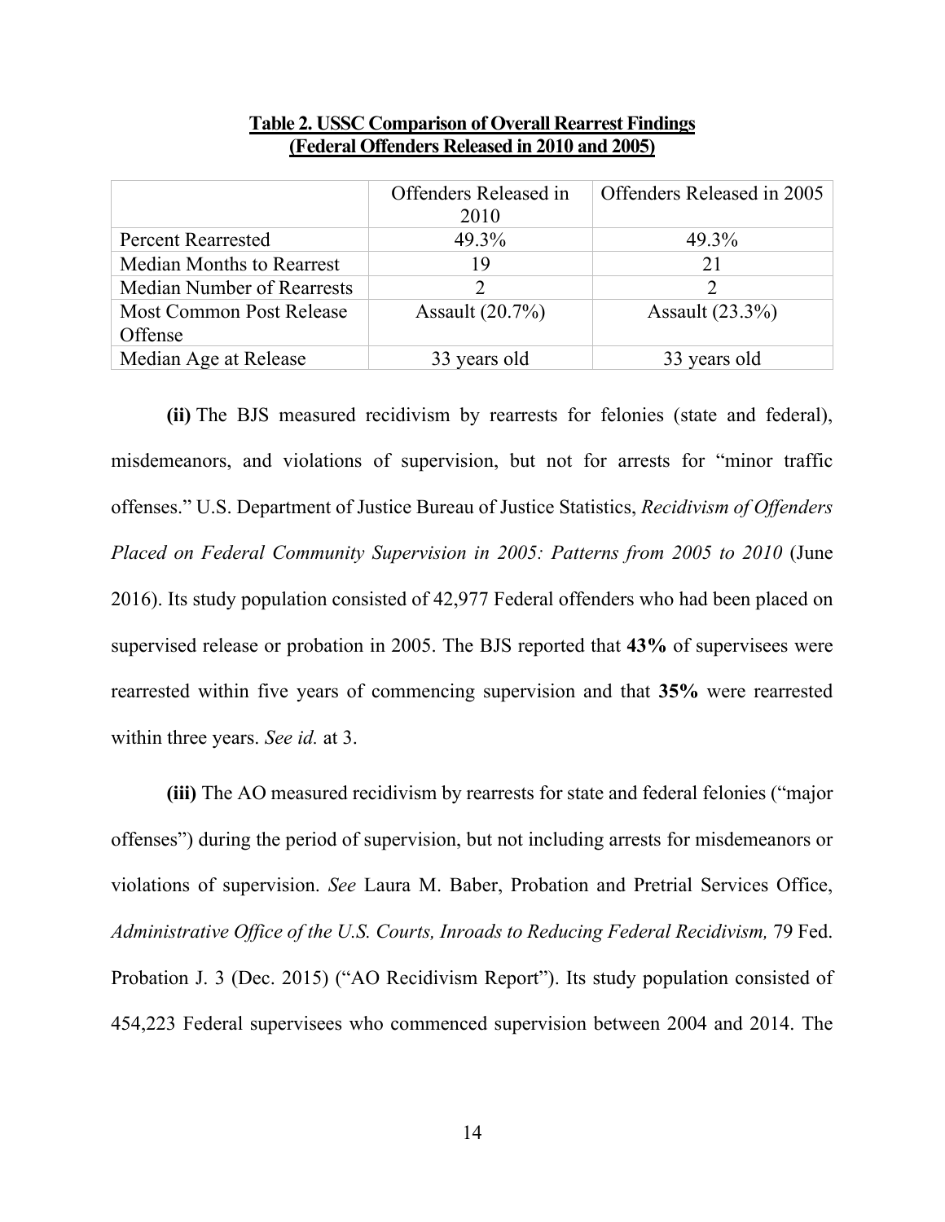**Table 2. USSC Comparison of Overall Rearrest Findings (Federal Offenders Released in 2010 and 2005)**

| | Offenders Released in 2010 | Offenders Released in 2005 |
|---|---|---|
| Percent Rearrested | 49.3% | 49.3% |
| Median Months to Rearrest | 19 | 21 |
| Median Number of Rearrests | 2 | 2 |
| Most Common Post Release Offense | Assault (20.7%) | Assault (23.3%) |
| Median Age at Release | 33 years old | 33 years old |

**(ii)** The BJS measured recidivism by rearrests for felonies (state and federal), misdemeanors, and violations of supervision, but not for arrests for "minor traffic offenses." U.S. Department of Justice Bureau of Justice Statistics, *Recidivism of Offenders Placed on Federal Community Supervision in 2005: Patterns from 2005 to 2010* (June 2016). Its study population consisted of 42,977 Federal offenders who had been placed on supervised release or probation in 2005. The BJS reported that **43%** of supervisees were rearrested within five years of commencing supervision and that **35%** were rearrested within three years. *See id.* at 3.

**(iii)** The AO measured recidivism by rearrests for state and federal felonies ("major offenses") during the period of supervision, but not including arrests for misdemeanors or violations of supervision. *See* Laura M. Baber, Probation and Pretrial Services Office, *Administrative Office of the U.S. Courts, Inroads to Reducing Federal Recidivism,* 79 Fed. Probation J. 3 (Dec. 2015) ("AO Recidivism Report"). Its study population consisted of 454,223 Federal supervisees who commenced supervision between 2004 and 2014. The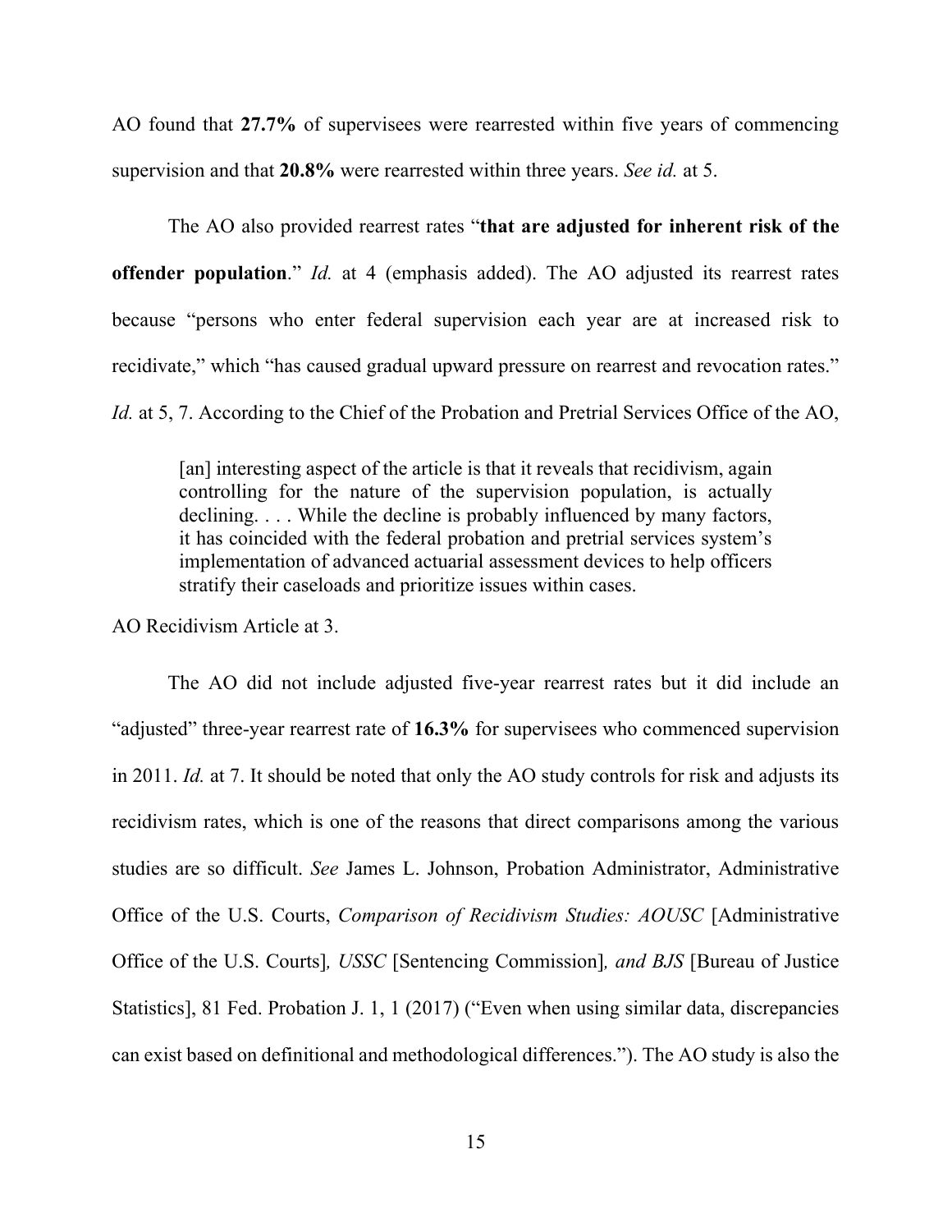AO found that **27.7%** of supervisees were rearrested within five years of commencing supervision and that **20.8%** were rearrested within three years. *See id.* at 5.

The AO also provided rearrest rates "**that are adjusted for inherent risk of the offender population**." *Id.* at 4 (emphasis added). The AO adjusted its rearrest rates because "persons who enter federal supervision each year are at increased risk to recidivate," which "has caused gradual upward pressure on rearrest and revocation rates." *Id.* at 5, 7. According to the Chief of the Probation and Pretrial Services Office of the AO,

> [an] interesting aspect of the article is that it reveals that recidivism, again controlling for the nature of the supervision population, is actually declining. . . . While the decline is probably influenced by many factors, it has coincided with the federal probation and pretrial services system's implementation of advanced actuarial assessment devices to help officers stratify their caseloads and prioritize issues within cases.

AO Recidivism Article at 3.

The AO did not include adjusted five-year rearrest rates but it did include an "adjusted" three-year rearrest rate of **16.3%** for supervisees who commenced supervision in 2011. *Id.* at 7. It should be noted that only the AO study controls for risk and adjusts its recidivism rates, which is one of the reasons that direct comparisons among the various studies are so difficult. *See* James L. Johnson, Probation Administrator, Administrative Office of the U.S. Courts, *Comparison of Recidivism Studies: AOUSC* [Administrative Office of the U.S. Courts]*, USSC* [Sentencing Commission]*, and BJS* [Bureau of Justice Statistics], 81 Fed. Probation J. 1, 1 (2017) ("Even when using similar data, discrepancies can exist based on definitional and methodological differences."). The AO study is also the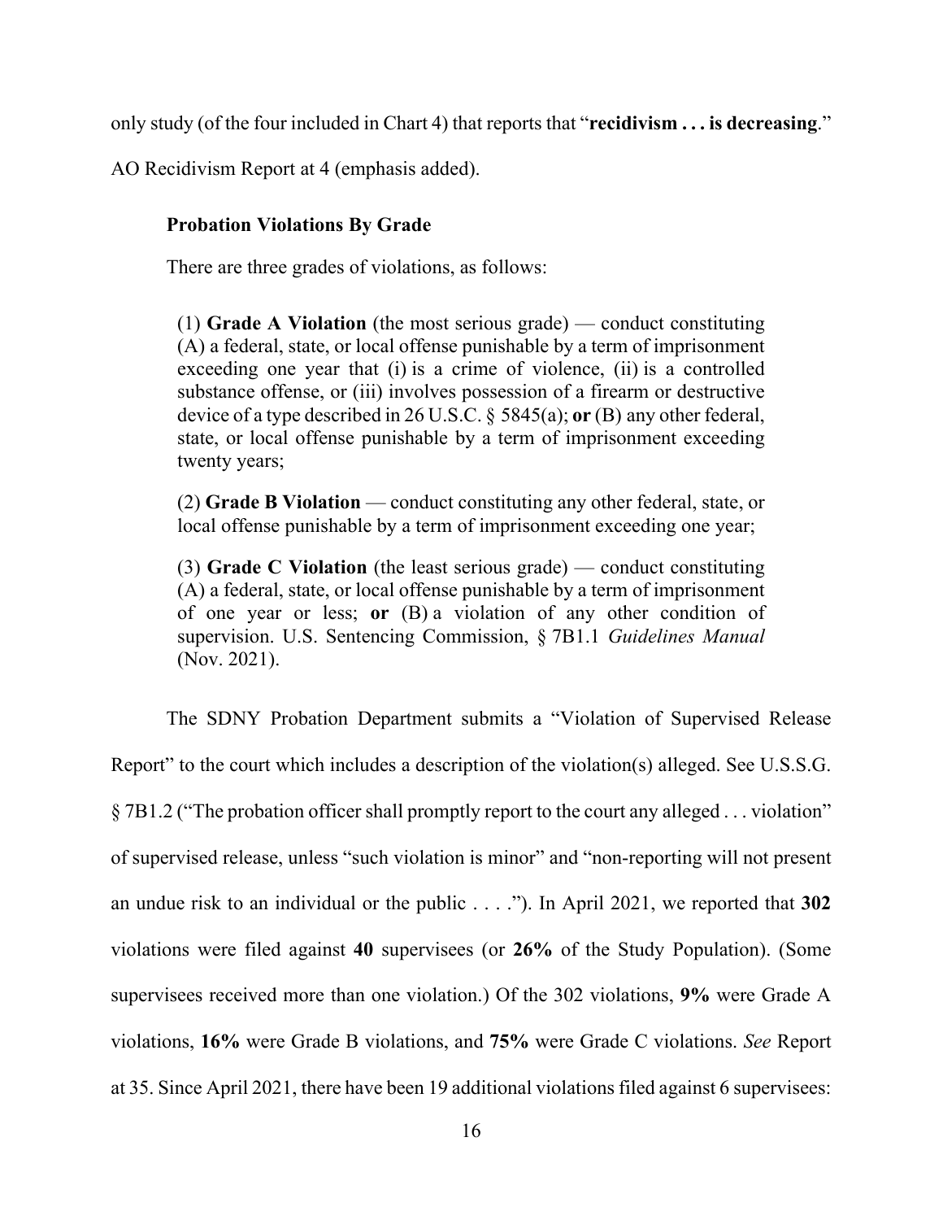only study (of the four included in Chart 4) that reports that "**recidivism . . . is decreasing**." AO Recidivism Report at 4 (emphasis added).

**Probation Violations By Grade**

There are three grades of violations, as follows:

> (1) **Grade A Violation** (the most serious grade) — conduct constituting (A) a federal, state, or local offense punishable by a term of imprisonment exceeding one year that (i) is a crime of violence, (ii) is a controlled substance offense, or (iii) involves possession of a firearm or destructive device of a type described in 26 U.S.C. § 5845(a); **or** (B) any other federal, state, or local offense punishable by a term of imprisonment exceeding twenty years;
>
> (2) **Grade B Violation** — conduct constituting any other federal, state, or local offense punishable by a term of imprisonment exceeding one year;
>
> (3) **Grade C Violation** (the least serious grade) — conduct constituting (A) a federal, state, or local offense punishable by a term of imprisonment of one year or less; **or** (B) a violation of any other condition of supervision. U.S. Sentencing Commission, § 7B1.1 *Guidelines Manual* (Nov. 2021).

The SDNY Probation Department submits a "Violation of Supervised Release Report" to the court which includes a description of the violation(s) alleged. See U.S.S.G. § 7B1.2 ("The probation officer shall promptly report to the court any alleged . . . violation" of supervised release, unless "such violation is minor" and "non-reporting will not present an undue risk to an individual or the public . . . ."). In April 2021, we reported that **302** violations were filed against **40** supervisees (or **26%** of the Study Population). (Some supervisees received more than one violation.) Of the 302 violations, **9%** were Grade A violations, **16%** were Grade B violations, and **75%** were Grade C violations. *See* Report at 35. Since April 2021, there have been 19 additional violations filed against 6 supervisees: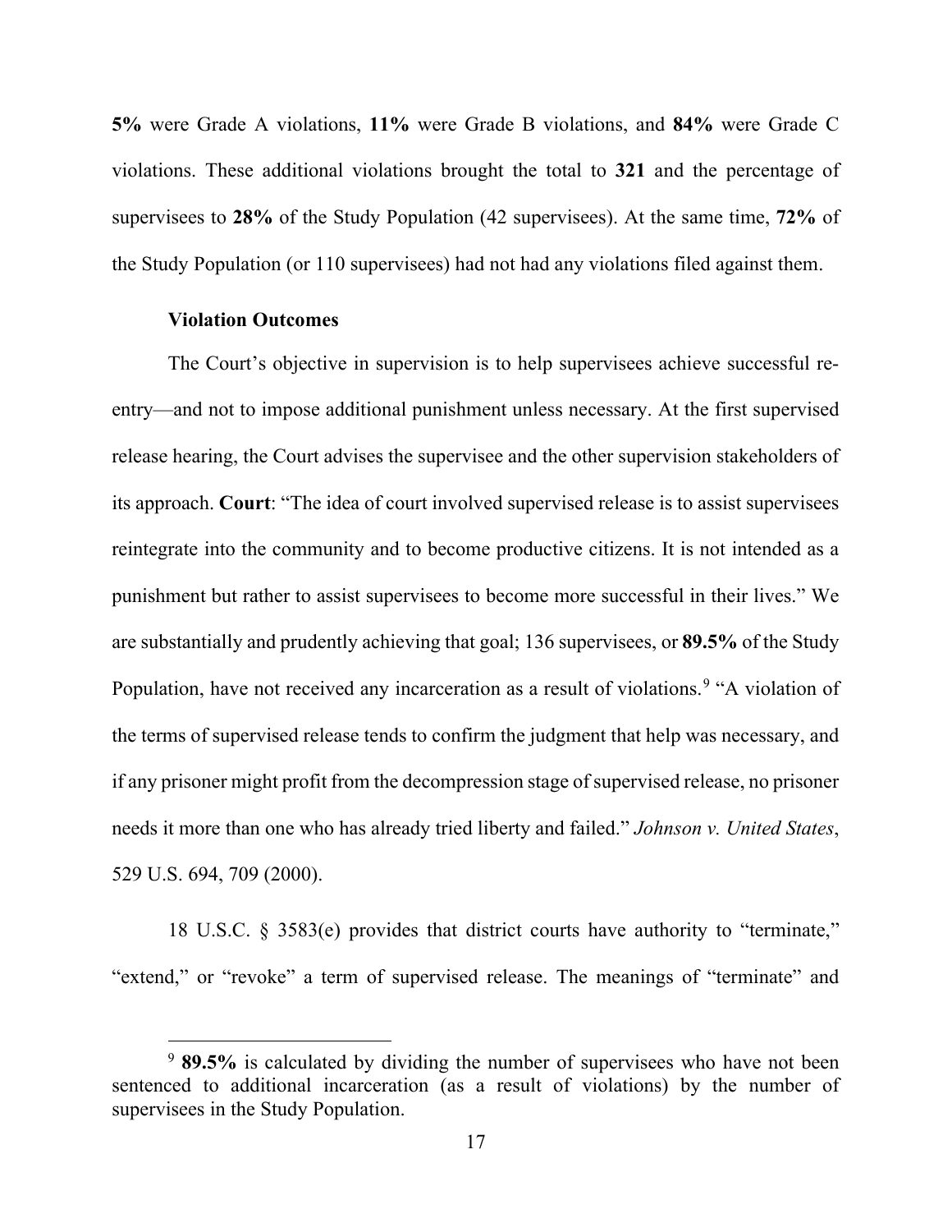**5%** were Grade A violations, **11%** were Grade B violations, and **84%** were Grade C violations. These additional violations brought the total to **321** and the percentage of supervisees to **28%** of the Study Population (42 supervisees). At the same time, **72%** of the Study Population (or 110 supervisees) had not had any violations filed against them.

**Violation Outcomes**

The Court's objective in supervision is to help supervisees achieve successful re-entry—and not to impose additional punishment unless necessary. At the first supervised release hearing, the Court advises the supervisee and the other supervision stakeholders of its approach. **Court**: "The idea of court involved supervised release is to assist supervisees reintegrate into the community and to become productive citizens. It is not intended as a punishment but rather to assist supervisees to become more successful in their lives." We are substantially and prudently achieving that goal; 136 supervisees, or **89.5%** of the Study Population, have not received any incarceration as a result of violations.[9] "A violation of the terms of supervised release tends to confirm the judgment that help was necessary, and if any prisoner might profit from the decompression stage of supervised release, no prisoner needs it more than one who has already tried liberty and failed." *Johnson v. United States*, 529 U.S. 694, 709 (2000).

18 U.S.C. § 3583(e) provides that district courts have authority to "terminate," "extend," or "revoke" a term of supervised release. The meanings of "terminate" and

[9] **89.5%** is calculated by dividing the number of supervisees who have not been sentenced to additional incarceration (as a result of violations) by the number of supervisees in the Study Population.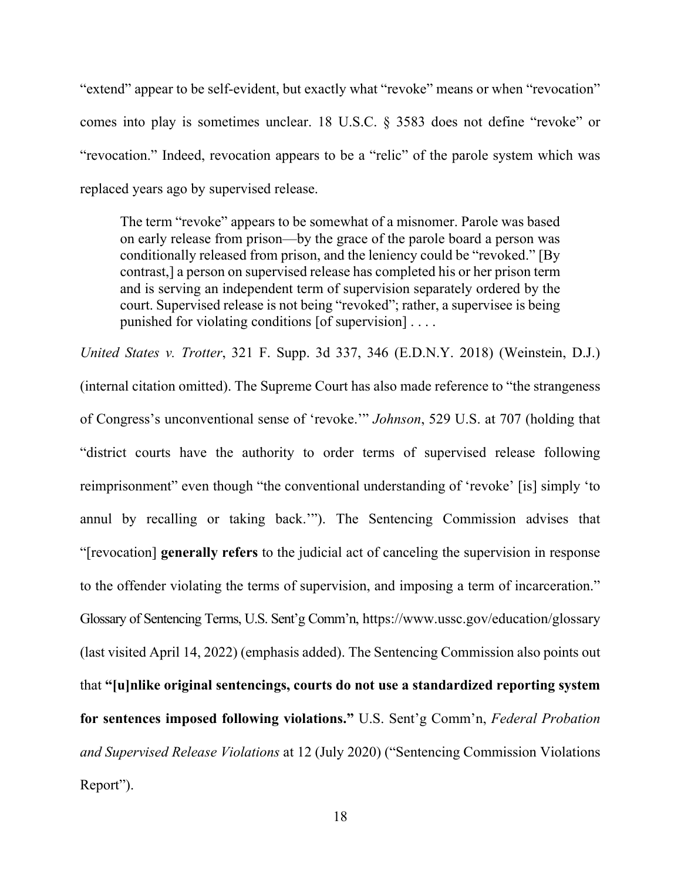"extend" appear to be self-evident, but exactly what "revoke" means or when "revocation" comes into play is sometimes unclear. 18 U.S.C. § 3583 does not define "revoke" or "revocation." Indeed, revocation appears to be a "relic" of the parole system which was replaced years ago by supervised release.

> The term "revoke" appears to be somewhat of a misnomer. Parole was based on early release from prison—by the grace of the parole board a person was conditionally released from prison, and the leniency could be "revoked." [By contrast,] a person on supervised release has completed his or her prison term and is serving an independent term of supervision separately ordered by the court. Supervised release is not being "revoked"; rather, a supervisee is being punished for violating conditions [of supervision] . . . .

*United States v. Trotter*, 321 F. Supp. 3d 337, 346 (E.D.N.Y. 2018) (Weinstein, D.J.) (internal citation omitted). The Supreme Court has also made reference to "the strangeness of Congress's unconventional sense of 'revoke.'" *Johnson*, 529 U.S. at 707 (holding that "district courts have the authority to order terms of supervised release following reimprisonment" even though "the conventional understanding of 'revoke' [is] simply 'to annul by recalling or taking back.'"). The Sentencing Commission advises that "[revocation] **generally refers** to the judicial act of canceling the supervision in response to the offender violating the terms of supervision, and imposing a term of incarceration." Glossary of Sentencing Terms, U.S. Sent'g Comm'n, https://www.ussc.gov/education/glossary (last visited April 14, 2022) (emphasis added). The Sentencing Commission also points out that **"[u]nlike original sentencings, courts do not use a standardized reporting system for sentences imposed following violations."** U.S. Sent'g Comm'n, *Federal Probation and Supervised Release Violations* at 12 (July 2020) ("Sentencing Commission Violations Report").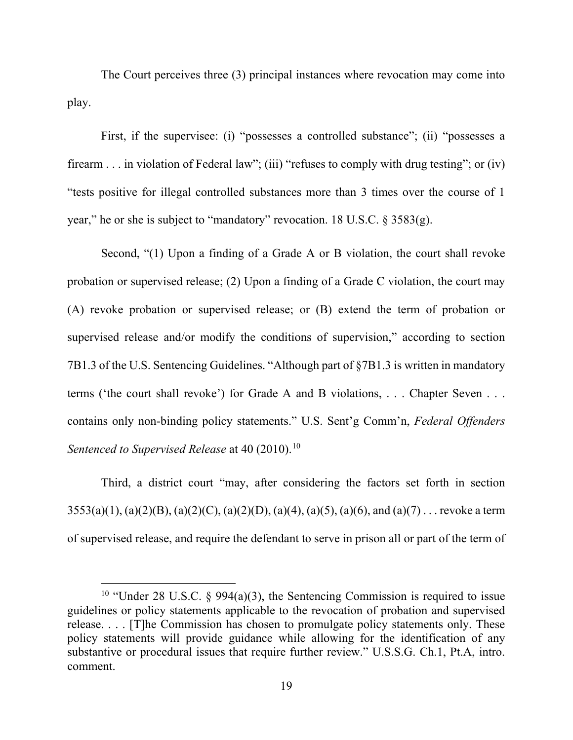The Court perceives three (3) principal instances where revocation may come into play.

First, if the supervisee: (i) "possesses a controlled substance"; (ii) "possesses a firearm . . . in violation of Federal law"; (iii) "refuses to comply with drug testing"; or (iv) "tests positive for illegal controlled substances more than 3 times over the course of 1 year," he or she is subject to "mandatory" revocation. 18 U.S.C. § 3583(g).

Second, "(1) Upon a finding of a Grade A or B violation, the court shall revoke probation or supervised release; (2) Upon a finding of a Grade C violation, the court may (A) revoke probation or supervised release; or (B) extend the term of probation or supervised release and/or modify the conditions of supervision," according to section 7B1.3 of the U.S. Sentencing Guidelines. "Although part of §7B1.3 is written in mandatory terms ('the court shall revoke') for Grade A and B violations, . . . Chapter Seven . . . contains only non-binding policy statements." U.S. Sent'g Comm'n, *Federal Offenders Sentenced to Supervised Release* at 40 (2010).[10]

Third, a district court "may, after considering the factors set forth in section 3553(a)(1), (a)(2)(B), (a)(2)(C), (a)(2)(D), (a)(4), (a)(5), (a)(6), and (a)(7) . . . revoke a term of supervised release, and require the defendant to serve in prison all or part of the term of

---

[10] "Under 28 U.S.C. § 994(a)(3), the Sentencing Commission is required to issue guidelines or policy statements applicable to the revocation of probation and supervised release. . . . [T]he Commission has chosen to promulgate policy statements only. These policy statements will provide guidance while allowing for the identification of any substantive or procedural issues that require further review." U.S.S.G. Ch.1, Pt.A, intro. comment.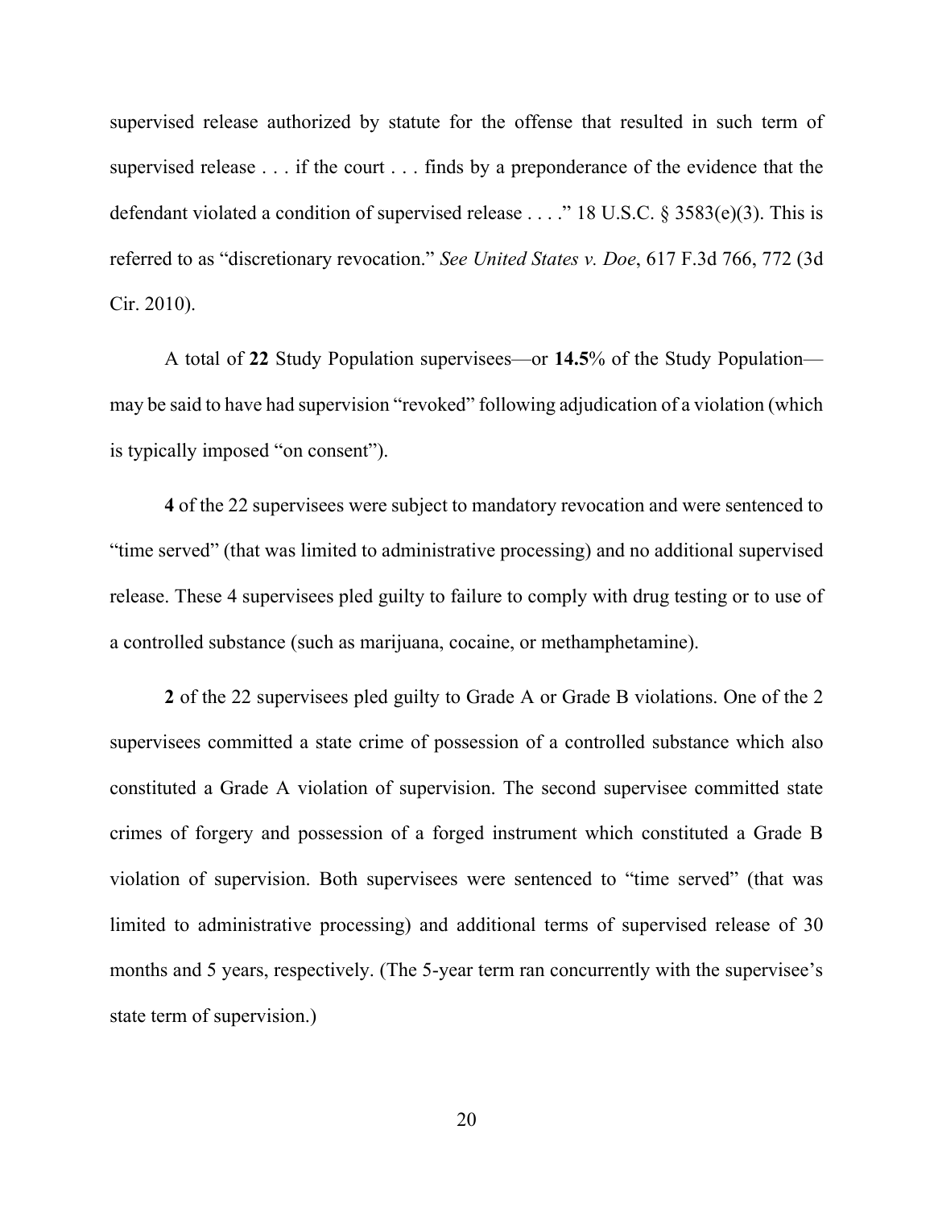supervised release authorized by statute for the offense that resulted in such term of supervised release . . . if the court . . . finds by a preponderance of the evidence that the defendant violated a condition of supervised release . . . ." 18 U.S.C. § 3583(e)(3). This is referred to as "discretionary revocation." *See United States v. Doe*, 617 F.3d 766, 772 (3d Cir. 2010).

A total of **22** Study Population supervisees—or **14.5**% of the Study Population—may be said to have had supervision "revoked" following adjudication of a violation (which is typically imposed "on consent").

**4** of the 22 supervisees were subject to mandatory revocation and were sentenced to "time served" (that was limited to administrative processing) and no additional supervised release. These 4 supervisees pled guilty to failure to comply with drug testing or to use of a controlled substance (such as marijuana, cocaine, or methamphetamine).

**2** of the 22 supervisees pled guilty to Grade A or Grade B violations. One of the 2 supervisees committed a state crime of possession of a controlled substance which also constituted a Grade A violation of supervision. The second supervisee committed state crimes of forgery and possession of a forged instrument which constituted a Grade B violation of supervision. Both supervisees were sentenced to "time served" (that was limited to administrative processing) and additional terms of supervised release of 30 months and 5 years, respectively. (The 5-year term ran concurrently with the supervisee's state term of supervision.)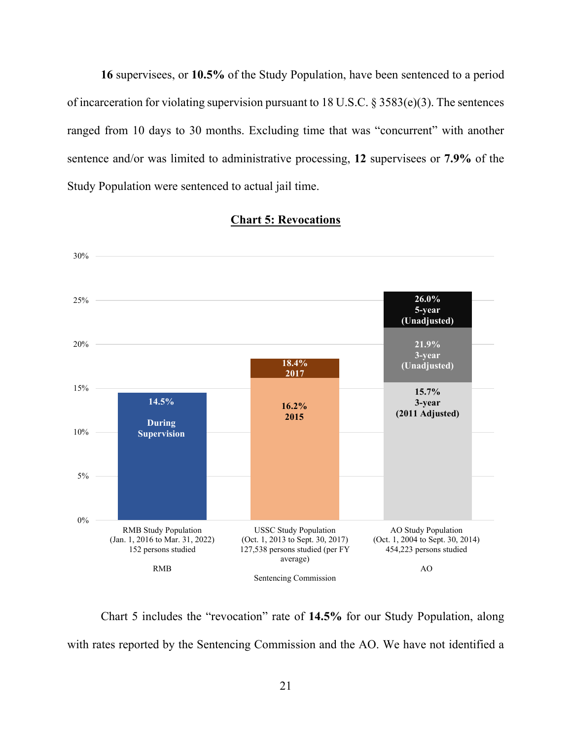**16** supervisees, or **10.5%** of the Study Population, have been sentenced to a period of incarceration for violating supervision pursuant to 18 U.S.C. § 3583(e)(3). The sentences ranged from 10 days to 30 months. Excluding time that was "concurrent" with another sentence and/or was limited to administrative processing, **12** supervisees or **7.9%** of the Study Population were sentenced to actual jail time.

**Chart 5: Revocations**

| Source | Study Population | Revocation Rate(s) |
|---|---|---|
| RMB | RMB Study Population (Jan. 1, 2016 to Mar. 31, 2022) 152 persons studied | 14.5% During Supervision |
| Sentencing Commission | USSC Study Population (Oct. 1, 2013 to Sept. 30, 2017) 127,538 persons studied (per FY average) | 16.2% 2015; 18.4% 2017 |
| AO | AO Study Population (Oct. 1, 2004 to Sept. 30, 2014) 454,223 persons studied | 15.7% 3-year (2011 Adjusted); 21.9% 3-year (Unadjusted); 26.0% 5-year (Unadjusted) |

Chart 5 includes the "revocation" rate of **14.5%** for our Study Population, along with rates reported by the Sentencing Commission and the AO. We have not identified a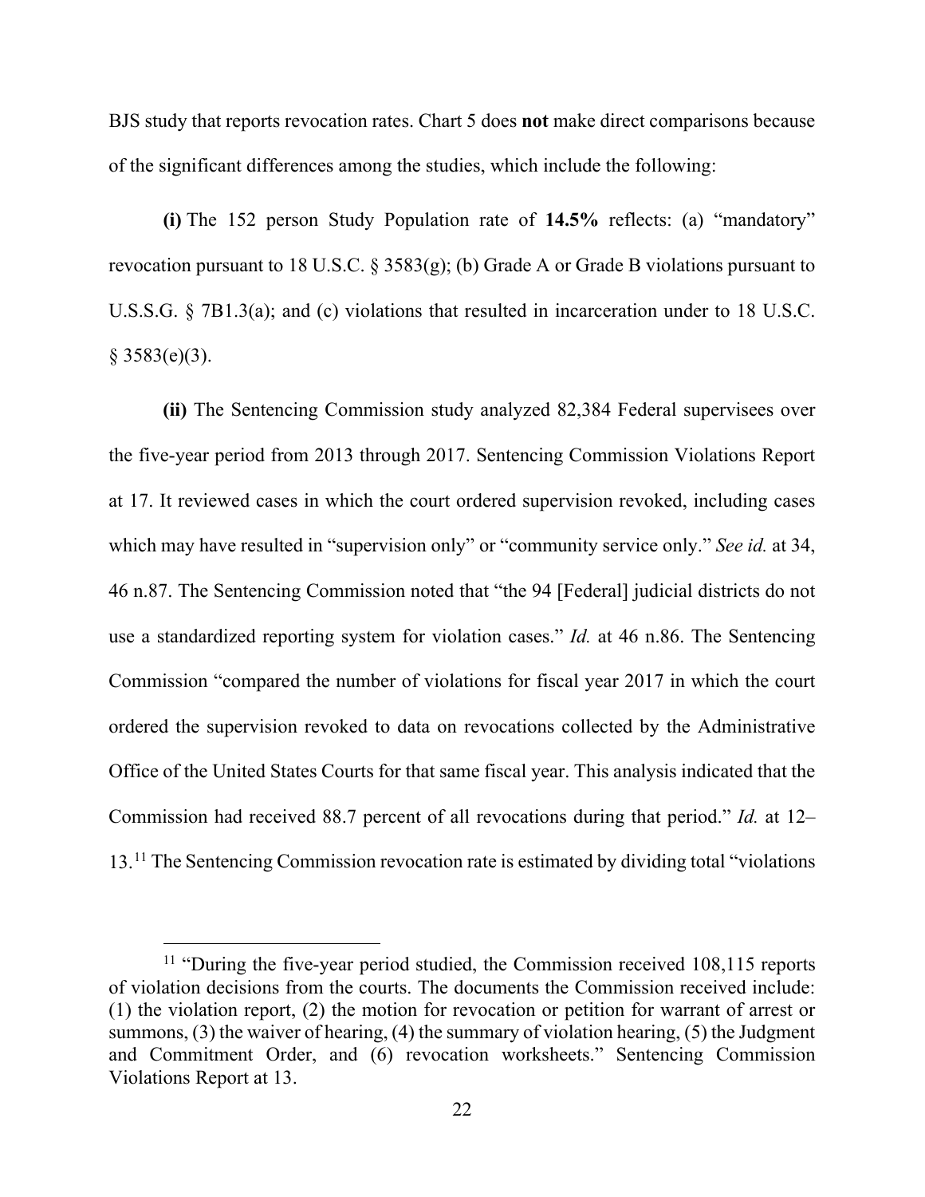BJS study that reports revocation rates. Chart 5 does **not** make direct comparisons because of the significant differences among the studies, which include the following:

**(i)** The 152 person Study Population rate of **14.5%** reflects: (a) "mandatory" revocation pursuant to 18 U.S.C. § 3583(g); (b) Grade A or Grade B violations pursuant to U.S.S.G. § 7B1.3(a); and (c) violations that resulted in incarceration under to 18 U.S.C. § 3583(e)(3).

**(ii)** The Sentencing Commission study analyzed 82,384 Federal supervisees over the five-year period from 2013 through 2017. Sentencing Commission Violations Report at 17. It reviewed cases in which the court ordered supervision revoked, including cases which may have resulted in "supervision only" or "community service only." *See id.* at 34, 46 n.87. The Sentencing Commission noted that "the 94 [Federal] judicial districts do not use a standardized reporting system for violation cases." *Id.* at 46 n.86. The Sentencing Commission "compared the number of violations for fiscal year 2017 in which the court ordered the supervision revoked to data on revocations collected by the Administrative Office of the United States Courts for that same fiscal year. This analysis indicated that the Commission had received 88.7 percent of all revocations during that period." *Id.* at 12–13.[11] The Sentencing Commission revocation rate is estimated by dividing total "violations

[11] "During the five-year period studied, the Commission received 108,115 reports of violation decisions from the courts. The documents the Commission received include: (1) the violation report, (2) the motion for revocation or petition for warrant of arrest or summons, (3) the waiver of hearing, (4) the summary of violation hearing, (5) the Judgment and Commitment Order, and (6) revocation worksheets." Sentencing Commission Violations Report at 13.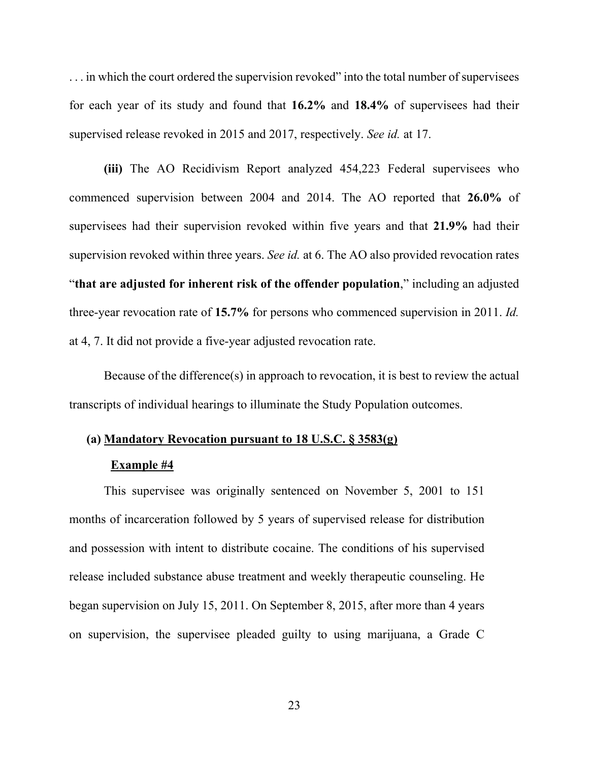. . . in which the court ordered the supervision revoked" into the total number of supervisees for each year of its study and found that **16.2%** and **18.4%** of supervisees had their supervised release revoked in 2015 and 2017, respectively. *See id.* at 17.

**(iii)** The AO Recidivism Report analyzed 454,223 Federal supervisees who commenced supervision between 2004 and 2014. The AO reported that **26.0%** of supervisees had their supervision revoked within five years and that **21.9%** had their supervision revoked within three years. *See id.* at 6. The AO also provided revocation rates "**that are adjusted for inherent risk of the offender population**," including an adjusted three-year revocation rate of **15.7%** for persons who commenced supervision in 2011. *Id.* at 4, 7. It did not provide a five-year adjusted revocation rate.

Because of the difference(s) in approach to revocation, it is best to review the actual transcripts of individual hearings to illuminate the Study Population outcomes.

**(a) <u>Mandatory Revocation pursuant to 18 U.S.C. § 3583(g)</u>**

**<u>Example #4</u>**

This supervisee was originally sentenced on November 5, 2001 to 151 months of incarceration followed by 5 years of supervised release for distribution and possession with intent to distribute cocaine. The conditions of his supervised release included substance abuse treatment and weekly therapeutic counseling. He began supervision on July 15, 2011. On September 8, 2015, after more than 4 years on supervision, the supervisee pleaded guilty to using marijuana, a Grade C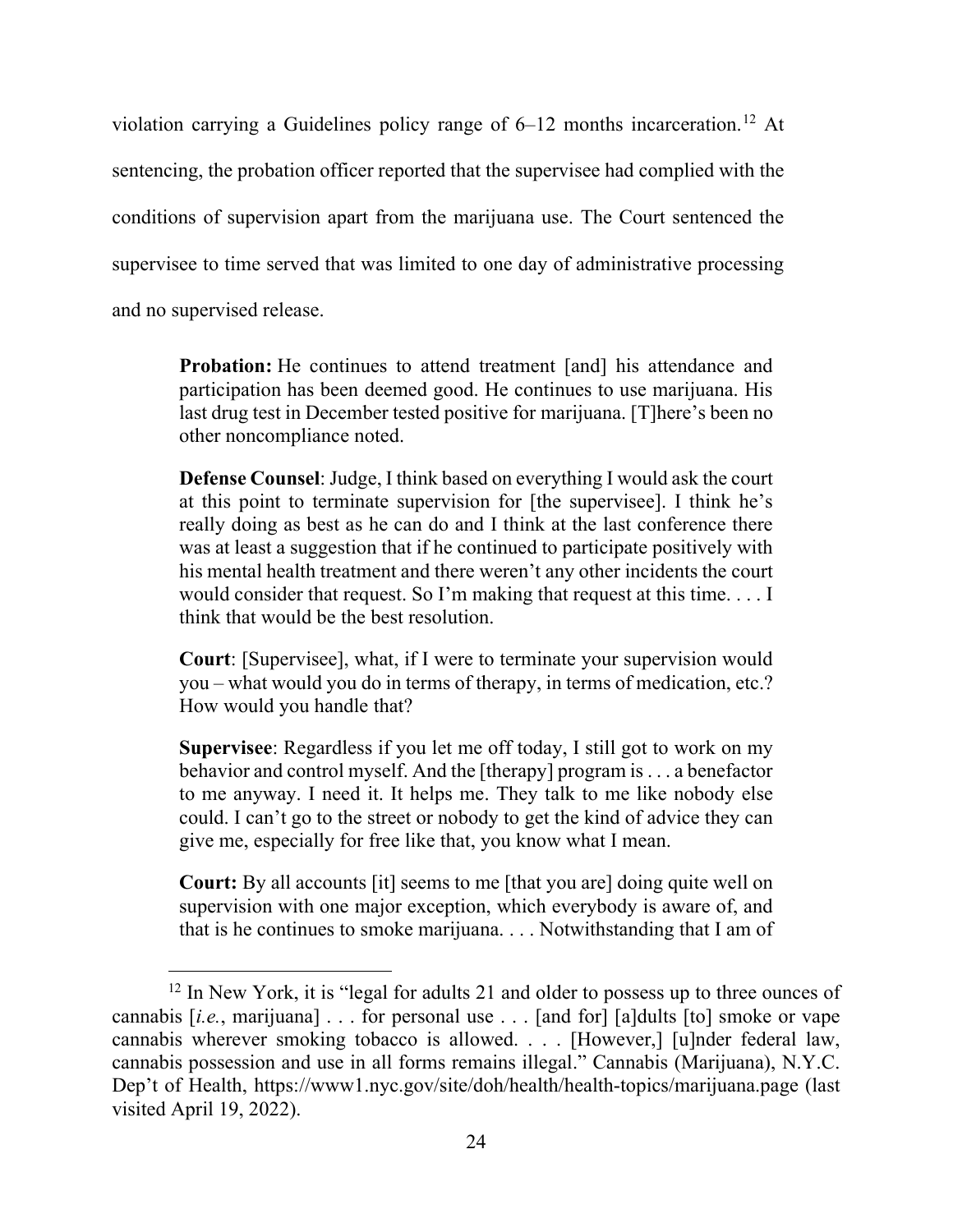violation carrying a Guidelines policy range of 6–12 months incarceration.[12] At sentencing, the probation officer reported that the supervisee had complied with the conditions of supervision apart from the marijuana use. The Court sentenced the supervisee to time served that was limited to one day of administrative processing and no supervised release.

> **Probation:** He continues to attend treatment [and] his attendance and participation has been deemed good. He continues to use marijuana. His last drug test in December tested positive for marijuana. [T]here's been no other noncompliance noted.
>
> **Defense Counsel**: Judge, I think based on everything I would ask the court at this point to terminate supervision for [the supervisee]. I think he's really doing as best as he can do and I think at the last conference there was at least a suggestion that if he continued to participate positively with his mental health treatment and there weren't any other incidents the court would consider that request. So I'm making that request at this time. . . . I think that would be the best resolution.
>
> **Court**: [Supervisee], what, if I were to terminate your supervision would you – what would you do in terms of therapy, in terms of medication, etc.? How would you handle that?
>
> **Supervisee**: Regardless if you let me off today, I still got to work on my behavior and control myself. And the [therapy] program is . . . a benefactor to me anyway. I need it. It helps me. They talk to me like nobody else could. I can't go to the street or nobody to get the kind of advice they can give me, especially for free like that, you know what I mean.
>
> **Court:** By all accounts [it] seems to me [that you are] doing quite well on supervision with one major exception, which everybody is aware of, and that is he continues to smoke marijuana. . . . Notwithstanding that I am of

[12] In New York, it is "legal for adults 21 and older to possess up to three ounces of cannabis [*i.e.*, marijuana] . . . for personal use . . . [and for] [a]dults [to] smoke or vape cannabis wherever smoking tobacco is allowed. . . . [However,] [u]nder federal law, cannabis possession and use in all forms remains illegal." Cannabis (Marijuana), N.Y.C. Dep't of Health, https://www1.nyc.gov/site/doh/health/health-topics/marijuana.page (last visited April 19, 2022).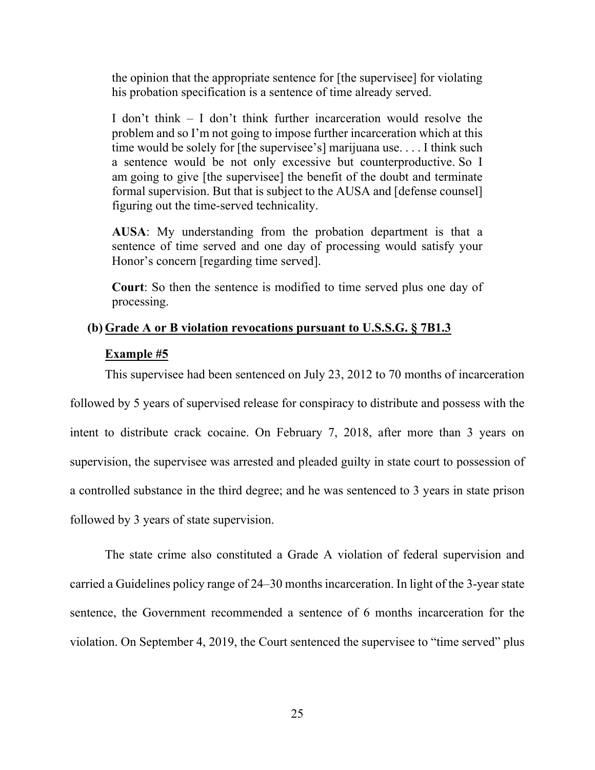> the opinion that the appropriate sentence for [the supervisee] for violating his probation specification is a sentence of time already served.
>
> I don't think – I don't think further incarceration would resolve the problem and so I'm not going to impose further incarceration which at this time would be solely for [the supervisee's] marijuana use. . . . I think such a sentence would be not only excessive but counterproductive. So I am going to give [the supervisee] the benefit of the doubt and terminate formal supervision. But that is subject to the AUSA and [defense counsel] figuring out the time-served technicality.
>
> **AUSA**: My understanding from the probation department is that a sentence of time served and one day of processing would satisfy your Honor's concern [regarding time served].
>
> **Court**: So then the sentence is modified to time served plus one day of processing.

**(b) Grade A or B violation revocations pursuant to U.S.S.G. § 7B1.3**

**Example #5**

This supervisee had been sentenced on July 23, 2012 to 70 months of incarceration followed by 5 years of supervised release for conspiracy to distribute and possess with the intent to distribute crack cocaine. On February 7, 2018, after more than 3 years on supervision, the supervisee was arrested and pleaded guilty in state court to possession of a controlled substance in the third degree; and he was sentenced to 3 years in state prison followed by 3 years of state supervision.

The state crime also constituted a Grade A violation of federal supervision and carried a Guidelines policy range of 24–30 months incarceration. In light of the 3-year state sentence, the Government recommended a sentence of 6 months incarceration for the violation. On September 4, 2019, the Court sentenced the supervisee to "time served" plus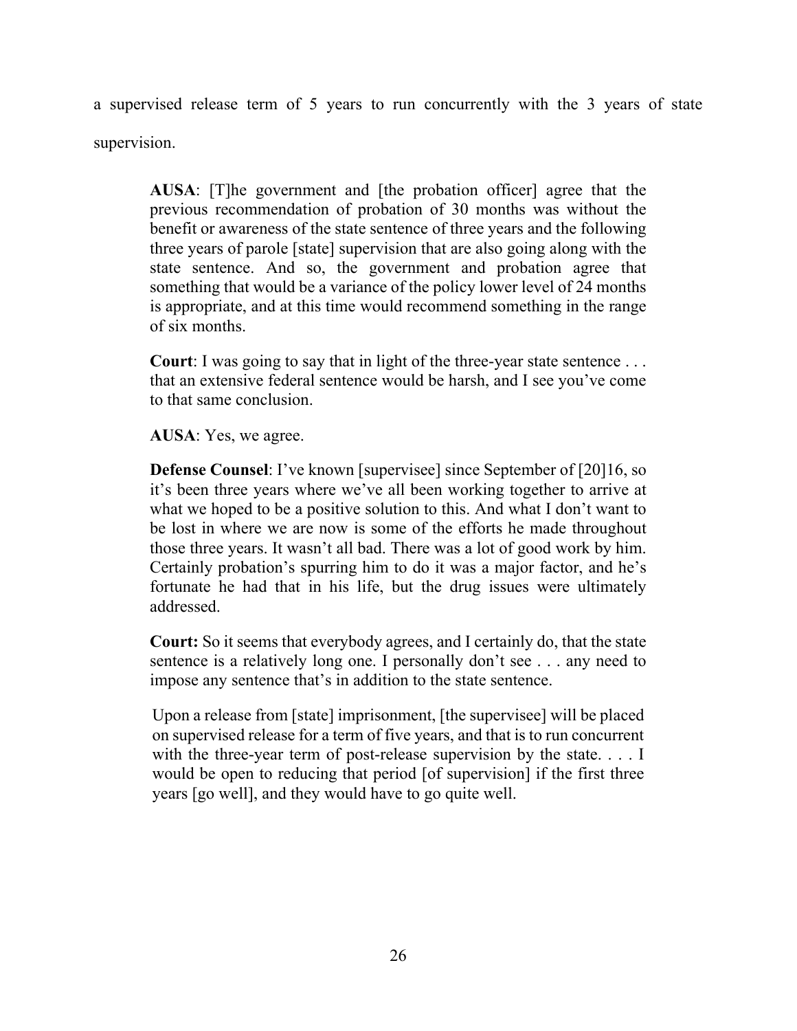a supervised release term of 5 years to run concurrently with the 3 years of state supervision.

> **AUSA**: [T]he government and [the probation officer] agree that the previous recommendation of probation of 30 months was without the benefit or awareness of the state sentence of three years and the following three years of parole [state] supervision that are also going along with the state sentence. And so, the government and probation agree that something that would be a variance of the policy lower level of 24 months is appropriate, and at this time would recommend something in the range of six months.
>
> **Court**: I was going to say that in light of the three-year state sentence . . . that an extensive federal sentence would be harsh, and I see you've come to that same conclusion.
>
> **AUSA**: Yes, we agree.
>
> **Defense Counsel**: I've known [supervisee] since September of [20]16, so it's been three years where we've all been working together to arrive at what we hoped to be a positive solution to this. And what I don't want to be lost in where we are now is some of the efforts he made throughout those three years. It wasn't all bad. There was a lot of good work by him. Certainly probation's spurring him to do it was a major factor, and he's fortunate he had that in his life, but the drug issues were ultimately addressed.
>
> **Court:** So it seems that everybody agrees, and I certainly do, that the state sentence is a relatively long one. I personally don't see . . . any need to impose any sentence that's in addition to the state sentence.
>
> Upon a release from [state] imprisonment, [the supervisee] will be placed on supervised release for a term of five years, and that is to run concurrent with the three-year term of post-release supervision by the state. . . . I would be open to reducing that period [of supervision] if the first three years [go well], and they would have to go quite well.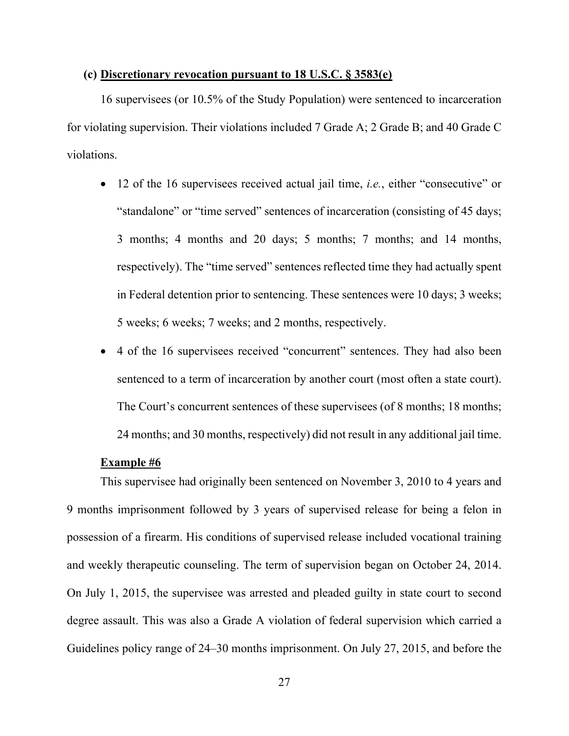#### (c) Discretionary revocation pursuant to 18 U.S.C. § 3583(e)

16 supervisees (or 10.5% of the Study Population) were sentenced to incarceration for violating supervision. Their violations included 7 Grade A; 2 Grade B; and 40 Grade C violations.

- 12 of the 16 supervisees received actual jail time, *i.e.*, either "consecutive" or "standalone" or "time served" sentences of incarceration (consisting of 45 days; 3 months; 4 months and 20 days; 5 months; 7 months; and 14 months, respectively). The "time served" sentences reflected time they had actually spent in Federal detention prior to sentencing. These sentences were 10 days; 3 weeks; 5 weeks; 6 weeks; 7 weeks; and 2 months, respectively.
- 4 of the 16 supervisees received "concurrent" sentences. They had also been sentenced to a term of incarceration by another court (most often a state court). The Court's concurrent sentences of these supervisees (of 8 months; 18 months; 24 months; and 30 months, respectively) did not result in any additional jail time.

**Example #6**

This supervisee had originally been sentenced on November 3, 2010 to 4 years and 9 months imprisonment followed by 3 years of supervised release for being a felon in possession of a firearm. His conditions of supervised release included vocational training and weekly therapeutic counseling. The term of supervision began on October 24, 2014. On July 1, 2015, the supervisee was arrested and pleaded guilty in state court to second degree assault. This was also a Grade A violation of federal supervision which carried a Guidelines policy range of 24–30 months imprisonment. On July 27, 2015, and before the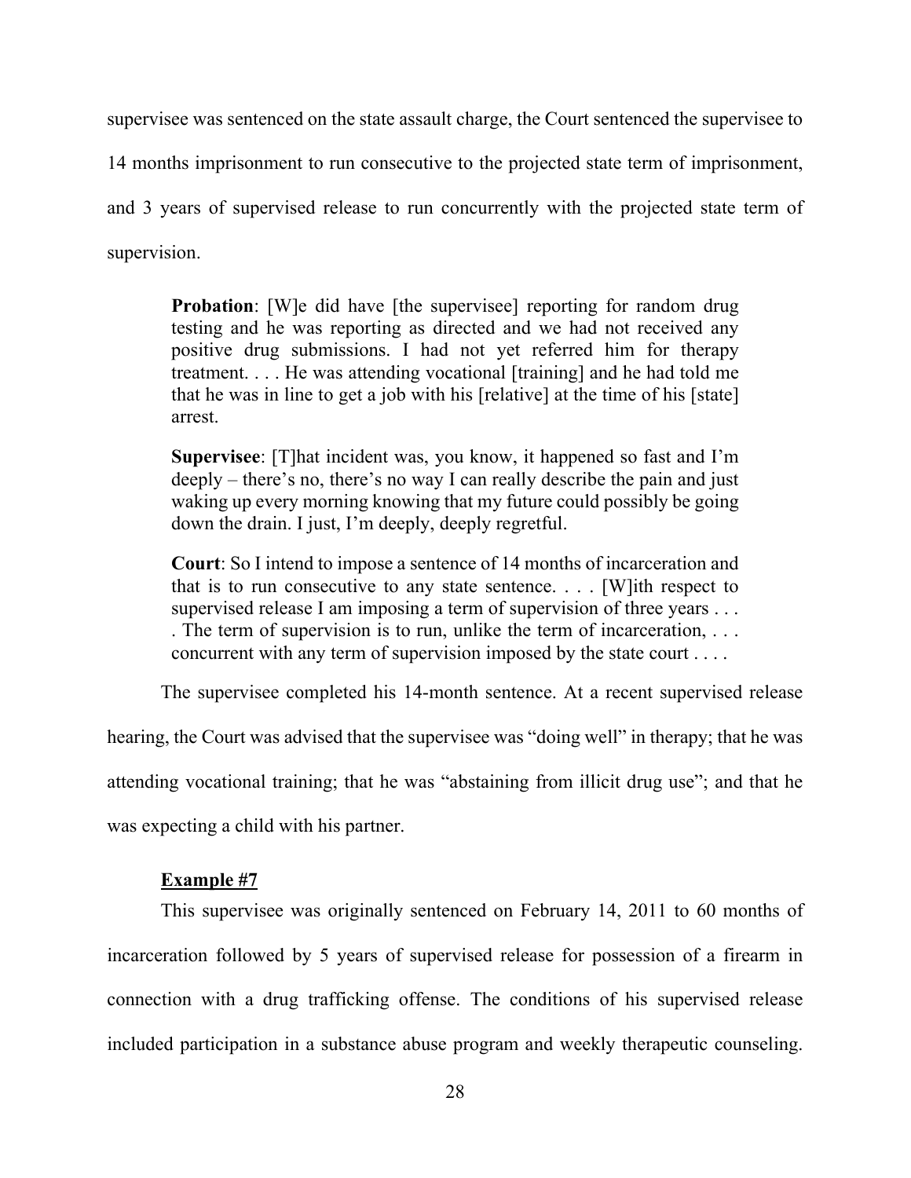supervisee was sentenced on the state assault charge, the Court sentenced the supervisee to 14 months imprisonment to run consecutive to the projected state term of imprisonment, and 3 years of supervised release to run concurrently with the projected state term of supervision.

> **Probation**: [W]e did have [the supervisee] reporting for random drug testing and he was reporting as directed and we had not received any positive drug submissions. I had not yet referred him for therapy treatment. . . . He was attending vocational [training] and he had told me that he was in line to get a job with his [relative] at the time of his [state] arrest.
>
> **Supervisee**: [T]hat incident was, you know, it happened so fast and I'm deeply – there's no, there's no way I can really describe the pain and just waking up every morning knowing that my future could possibly be going down the drain. I just, I'm deeply, deeply regretful.
>
> **Court**: So I intend to impose a sentence of 14 months of incarceration and that is to run consecutive to any state sentence. . . . [W]ith respect to supervised release I am imposing a term of supervision of three years . . . . The term of supervision is to run, unlike the term of incarceration, . . . concurrent with any term of supervision imposed by the state court . . . .

The supervisee completed his 14-month sentence. At a recent supervised release hearing, the Court was advised that the supervisee was "doing well" in therapy; that he was attending vocational training; that he was "abstaining from illicit drug use"; and that he was expecting a child with his partner.

**Example #7**

This supervisee was originally sentenced on February 14, 2011 to 60 months of incarceration followed by 5 years of supervised release for possession of a firearm in connection with a drug trafficking offense. The conditions of his supervised release included participation in a substance abuse program and weekly therapeutic counseling.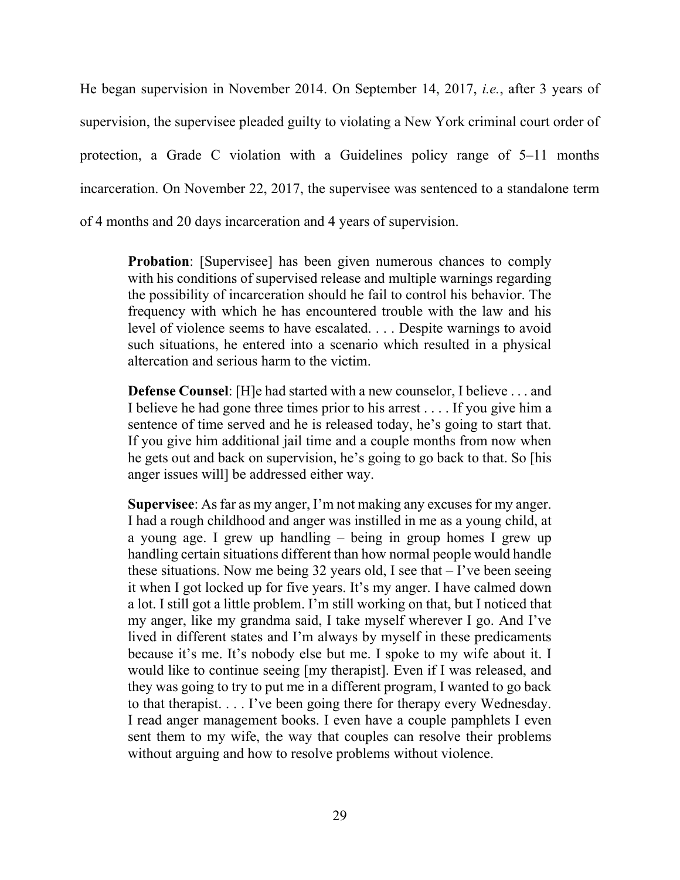He began supervision in November 2014. On September 14, 2017, *i.e.*, after 3 years of supervision, the supervisee pleaded guilty to violating a New York criminal court order of protection, a Grade C violation with a Guidelines policy range of 5–11 months incarceration. On November 22, 2017, the supervisee was sentenced to a standalone term of 4 months and 20 days incarceration and 4 years of supervision.

> **Probation**: [Supervisee] has been given numerous chances to comply with his conditions of supervised release and multiple warnings regarding the possibility of incarceration should he fail to control his behavior. The frequency with which he has encountered trouble with the law and his level of violence seems to have escalated. . . . Despite warnings to avoid such situations, he entered into a scenario which resulted in a physical altercation and serious harm to the victim.
>
> **Defense Counsel**: [H]e had started with a new counselor, I believe . . . and I believe he had gone three times prior to his arrest . . . . If you give him a sentence of time served and he is released today, he's going to start that. If you give him additional jail time and a couple months from now when he gets out and back on supervision, he's going to go back to that. So [his anger issues will] be addressed either way.
>
> **Supervisee**: As far as my anger, I'm not making any excuses for my anger. I had a rough childhood and anger was instilled in me as a young child, at a young age. I grew up handling – being in group homes I grew up handling certain situations different than how normal people would handle these situations. Now me being 32 years old, I see that – I've been seeing it when I got locked up for five years. It's my anger. I have calmed down a lot. I still got a little problem. I'm still working on that, but I noticed that my anger, like my grandma said, I take myself wherever I go. And I've lived in different states and I'm always by myself in these predicaments because it's me. It's nobody else but me. I spoke to my wife about it. I would like to continue seeing [my therapist]. Even if I was released, and they was going to try to put me in a different program, I wanted to go back to that therapist. . . . I've been going there for therapy every Wednesday. I read anger management books. I even have a couple pamphlets I even sent them to my wife, the way that couples can resolve their problems without arguing and how to resolve problems without violence.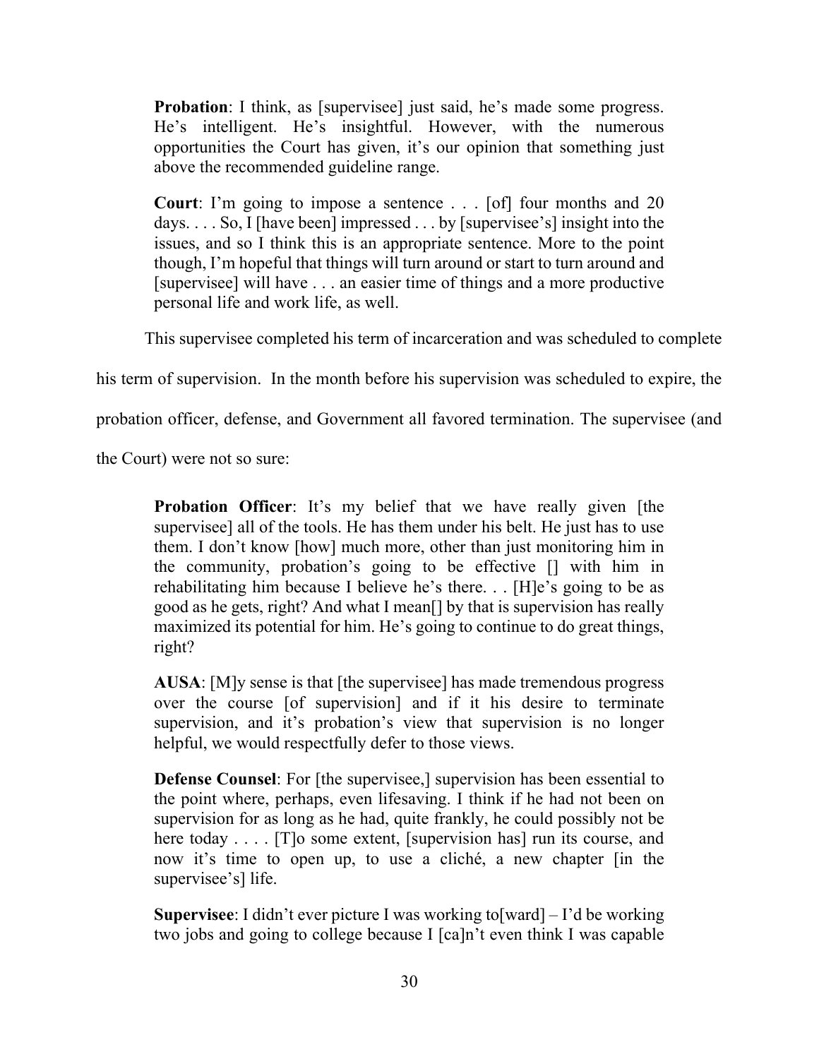> **Probation**: I think, as [supervisee] just said, he's made some progress. He's intelligent. He's insightful. However, with the numerous opportunities the Court has given, it's our opinion that something just above the recommended guideline range.
>
> **Court**: I'm going to impose a sentence . . . [of] four months and 20 days. . . . So, I [have been] impressed . . . by [supervisee's] insight into the issues, and so I think this is an appropriate sentence. More to the point though, I'm hopeful that things will turn around or start to turn around and [supervisee] will have . . . an easier time of things and a more productive personal life and work life, as well.

This supervisee completed his term of incarceration and was scheduled to complete his term of supervision. In the month before his supervision was scheduled to expire, the probation officer, defense, and Government all favored termination. The supervisee (and the Court) were not so sure:

> **Probation Officer**: It's my belief that we have really given [the supervisee] all of the tools. He has them under his belt. He just has to use them. I don't know [how] much more, other than just monitoring him in the community, probation's going to be effective [] with him in rehabilitating him because I believe he's there. . . [H]e's going to be as good as he gets, right? And what I mean[] by that is supervision has really maximized its potential for him. He's going to continue to do great things, right?
>
> **AUSA**: [M]y sense is that [the supervisee] has made tremendous progress over the course [of supervision] and if it his desire to terminate supervision, and it's probation's view that supervision is no longer helpful, we would respectfully defer to those views.
>
> **Defense Counsel**: For [the supervisee,] supervision has been essential to the point where, perhaps, even lifesaving. I think if he had not been on supervision for as long as he had, quite frankly, he could possibly not be here today . . . . [T]o some extent, [supervision has] run its course, and now it's time to open up, to use a cliché, a new chapter [in the supervisee's] life.
>
> **Supervisee**: I didn't ever picture I was working to[ward] – I'd be working two jobs and going to college because I [ca]n't even think I was capable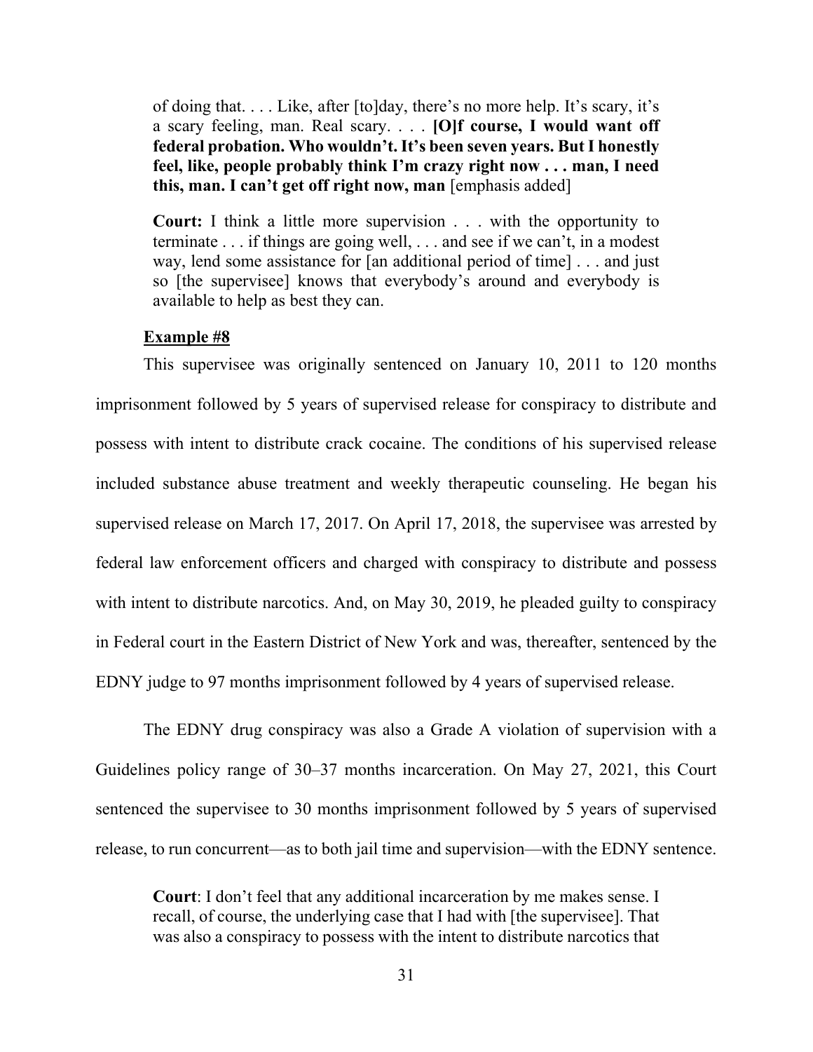> of doing that. . . . Like, after [to]day, there's no more help. It's scary, it's a scary feeling, man. Real scary. . . . **[O]f course, I would want off federal probation. Who wouldn't. It's been seven years. But I honestly feel, like, people probably think I'm crazy right now . . . man, I need this, man. I can't get off right now, man** [emphasis added]
>
> **Court:** I think a little more supervision . . . with the opportunity to terminate . . . if things are going well, . . . and see if we can't, in a modest way, lend some assistance for [an additional period of time] . . . and just so [the supervisee] knows that everybody's around and everybody is available to help as best they can.

**Example #8**

This supervisee was originally sentenced on January 10, 2011 to 120 months imprisonment followed by 5 years of supervised release for conspiracy to distribute and possess with intent to distribute crack cocaine. The conditions of his supervised release included substance abuse treatment and weekly therapeutic counseling. He began his supervised release on March 17, 2017. On April 17, 2018, the supervisee was arrested by federal law enforcement officers and charged with conspiracy to distribute and possess with intent to distribute narcotics. And, on May 30, 2019, he pleaded guilty to conspiracy in Federal court in the Eastern District of New York and was, thereafter, sentenced by the EDNY judge to 97 months imprisonment followed by 4 years of supervised release.

The EDNY drug conspiracy was also a Grade A violation of supervision with a Guidelines policy range of 30–37 months incarceration. On May 27, 2021, this Court sentenced the supervisee to 30 months imprisonment followed by 5 years of supervised release, to run concurrent—as to both jail time and supervision—with the EDNY sentence.

> **Court**: I don't feel that any additional incarceration by me makes sense. I recall, of course, the underlying case that I had with [the supervisee]. That was also a conspiracy to possess with the intent to distribute narcotics that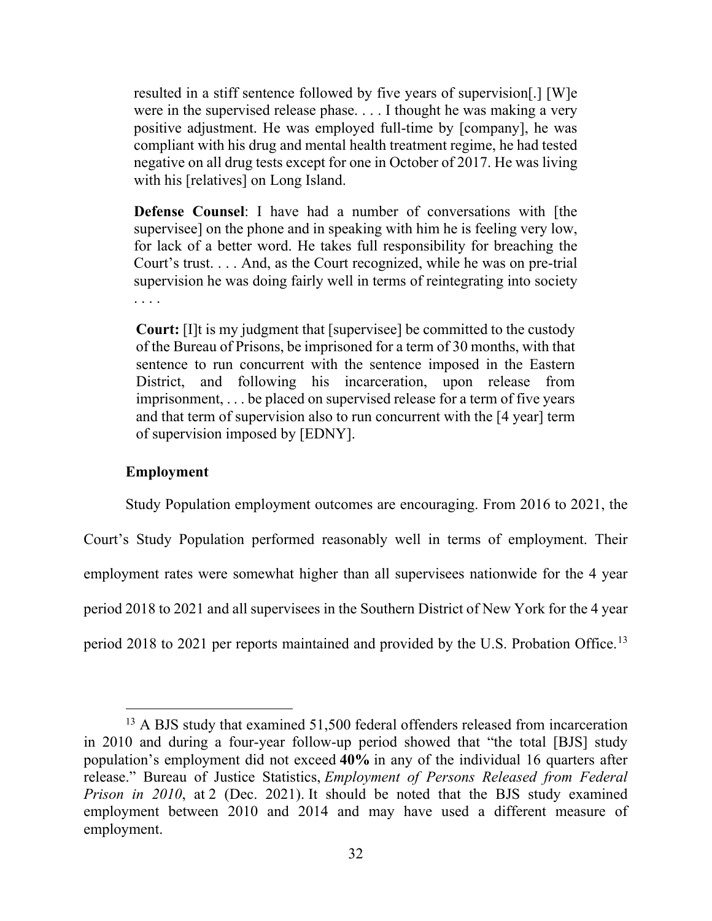> resulted in a stiff sentence followed by five years of supervision[.] [W]e were in the supervised release phase. . . . I thought he was making a very positive adjustment. He was employed full-time by [company], he was compliant with his drug and mental health treatment regime, he had tested negative on all drug tests except for one in October of 2017. He was living with his [relatives] on Long Island.
>
> **Defense Counsel**: I have had a number of conversations with [the supervisee] on the phone and in speaking with him he is feeling very low, for lack of a better word. He takes full responsibility for breaching the Court's trust. . . . And, as the Court recognized, while he was on pre-trial supervision he was doing fairly well in terms of reintegrating into society . . . .
>
> **Court:** [I]t is my judgment that [supervisee] be committed to the custody of the Bureau of Prisons, be imprisoned for a term of 30 months, with that sentence to run concurrent with the sentence imposed in the Eastern District, and following his incarceration, upon release from imprisonment, . . . be placed on supervised release for a term of five years and that term of supervision also to run concurrent with the [4 year] term of supervision imposed by [EDNY].

### Employment

Study Population employment outcomes are encouraging. From 2016 to 2021, the Court's Study Population performed reasonably well in terms of employment. Their employment rates were somewhat higher than all supervisees nationwide for the 4 year period 2018 to 2021 and all supervisees in the Southern District of New York for the 4 year period 2018 to 2021 per reports maintained and provided by the U.S. Probation Office.[13]

---

[13] A BJS study that examined 51,500 federal offenders released from incarceration in 2010 and during a four-year follow-up period showed that "the total [BJS] study population's employment did not exceed **40%** in any of the individual 16 quarters after release." Bureau of Justice Statistics, *Employment of Persons Released from Federal Prison in 2010*, at 2 (Dec. 2021). It should be noted that the BJS study examined employment between 2010 and 2014 and may have used a different measure of employment.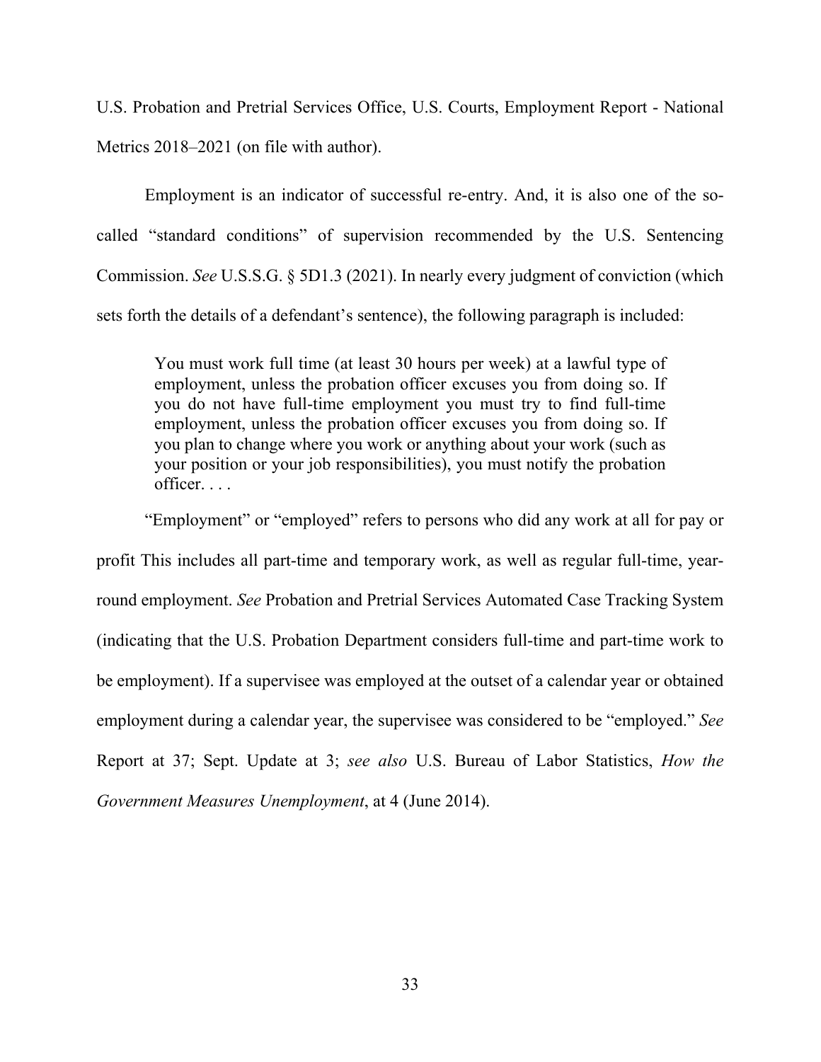U.S. Probation and Pretrial Services Office, U.S. Courts, Employment Report - National Metrics 2018–2021 (on file with author).

Employment is an indicator of successful re-entry. And, it is also one of the so-called "standard conditions" of supervision recommended by the U.S. Sentencing Commission. *See* U.S.S.G. § 5D1.3 (2021). In nearly every judgment of conviction (which sets forth the details of a defendant's sentence), the following paragraph is included:

> You must work full time (at least 30 hours per week) at a lawful type of employment, unless the probation officer excuses you from doing so. If you do not have full-time employment you must try to find full-time employment, unless the probation officer excuses you from doing so. If you plan to change where you work or anything about your work (such as your position or your job responsibilities), you must notify the probation officer. . . .

"Employment" or "employed" refers to persons who did any work at all for pay or profit This includes all part-time and temporary work, as well as regular full-time, year-round employment. *See* Probation and Pretrial Services Automated Case Tracking System (indicating that the U.S. Probation Department considers full-time and part-time work to be employment). If a supervisee was employed at the outset of a calendar year or obtained employment during a calendar year, the supervisee was considered to be "employed." *See* Report at 37; Sept. Update at 3; *see also* U.S. Bureau of Labor Statistics, *How the Government Measures Unemployment*, at 4 (June 2014).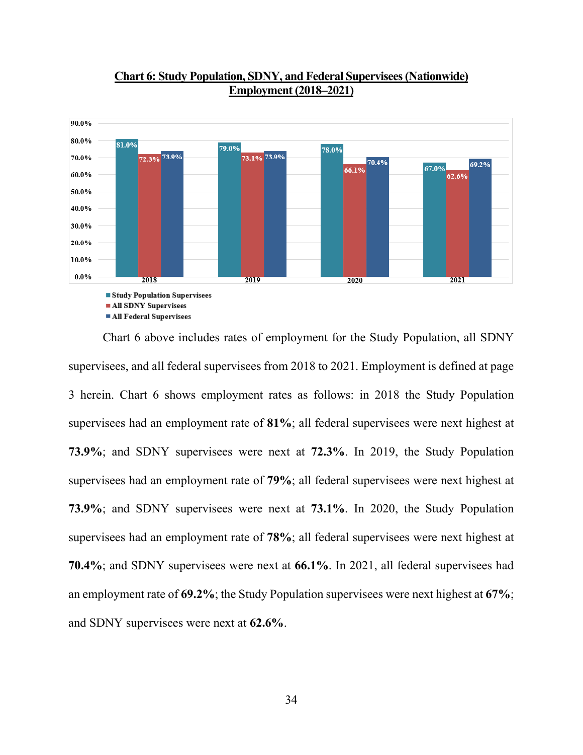**Chart 6: Study Population, SDNY, and Federal Supervisees (Nationwide) Employment (2018–2021)**

| Year | Study Population Supervisees | All SDNY Supervisees | All Federal Supervisees |
|---|---|---|---|
| 2018 | 81.0% | 72.3% | 73.9% |
| 2019 | 79.0% | 73.1% | 73.9% |
| 2020 | 78.0% | 66.1% | 70.4% |
| 2021 | 67.0% | 62.6% | 69.2% |

Chart 6 above includes rates of employment for the Study Population, all SDNY supervisees, and all federal supervisees from 2018 to 2021. Employment is defined at page 3 herein. Chart 6 shows employment rates as follows: in 2018 the Study Population supervisees had an employment rate of **81%**; all federal supervisees were next highest at **73.9%**; and SDNY supervisees were next at **72.3%**. In 2019, the Study Population supervisees had an employment rate of **79%**; all federal supervisees were next highest at **73.9%**; and SDNY supervisees were next at **73.1%**. In 2020, the Study Population supervisees had an employment rate of **78%**; all federal supervisees were next highest at **70.4%**; and SDNY supervisees were next at **66.1%**. In 2021, all federal supervisees had an employment rate of **69.2%**; the Study Population supervisees were next highest at **67%**; and SDNY supervisees were next at **62.6%**.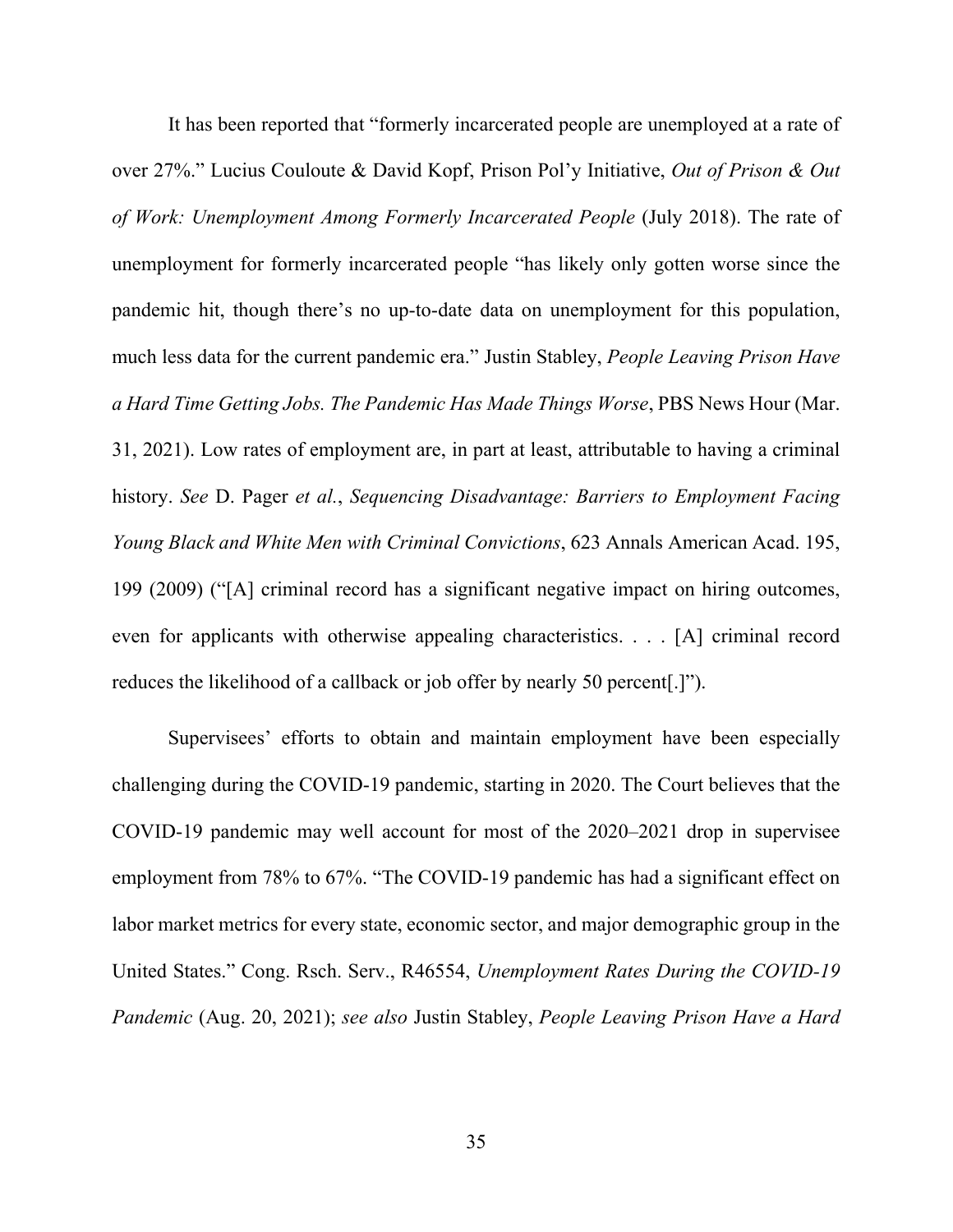It has been reported that "formerly incarcerated people are unemployed at a rate of over 27%." Lucius Couloute & David Kopf, Prison Pol'y Initiative, *Out of Prison & Out of Work: Unemployment Among Formerly Incarcerated People* (July 2018). The rate of unemployment for formerly incarcerated people "has likely only gotten worse since the pandemic hit, though there's no up-to-date data on unemployment for this population, much less data for the current pandemic era." Justin Stabley, *People Leaving Prison Have a Hard Time Getting Jobs. The Pandemic Has Made Things Worse*, PBS News Hour (Mar. 31, 2021). Low rates of employment are, in part at least, attributable to having a criminal history. *See* D. Pager *et al.*, *Sequencing Disadvantage: Barriers to Employment Facing Young Black and White Men with Criminal Convictions*, 623 Annals American Acad. 195, 199 (2009) ("[A] criminal record has a significant negative impact on hiring outcomes, even for applicants with otherwise appealing characteristics. . . . [A] criminal record reduces the likelihood of a callback or job offer by nearly 50 percent[.]").

Supervisees' efforts to obtain and maintain employment have been especially challenging during the COVID-19 pandemic, starting in 2020. The Court believes that the COVID-19 pandemic may well account for most of the 2020–2021 drop in supervisee employment from 78% to 67%. "The COVID-19 pandemic has had a significant effect on labor market metrics for every state, economic sector, and major demographic group in the United States." Cong. Rsch. Serv., R46554, *Unemployment Rates During the COVID-19 Pandemic* (Aug. 20, 2021); *see also* Justin Stabley, *People Leaving Prison Have a Hard*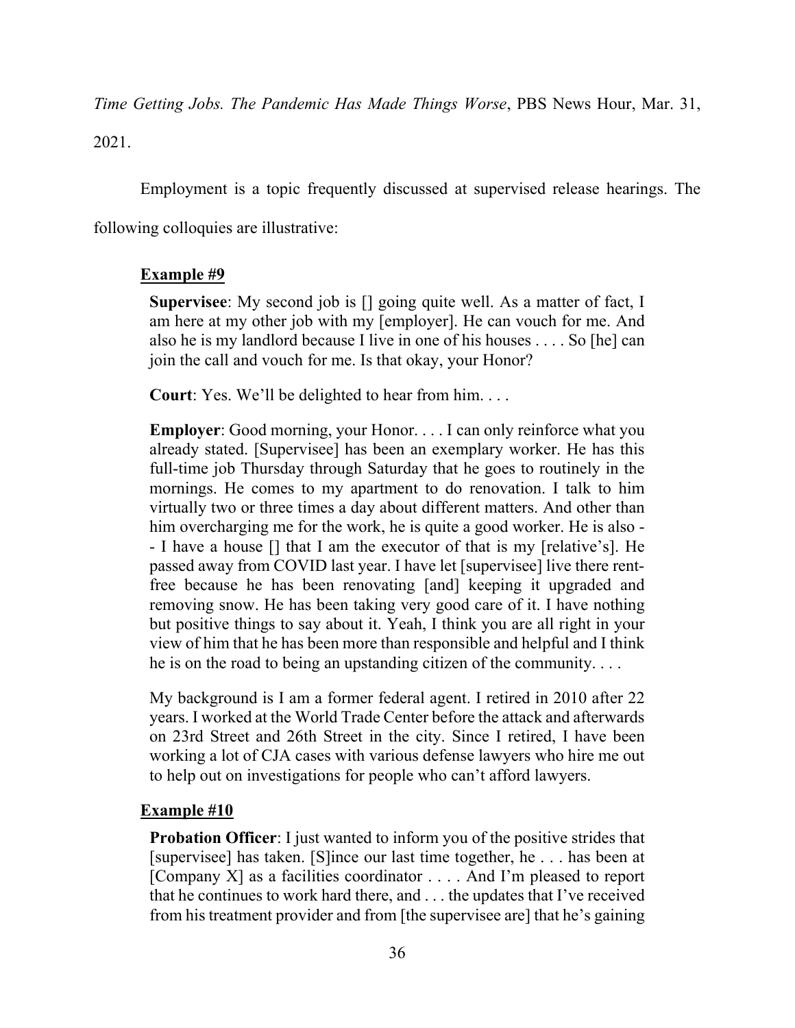*Time Getting Jobs. The Pandemic Has Made Things Worse*, PBS News Hour, Mar. 31, 2021.

Employment is a topic frequently discussed at supervised release hearings. The following colloquies are illustrative:

**Example #9**

> **Supervisee**: My second job is [] going quite well. As a matter of fact, I am here at my other job with my [employer]. He can vouch for me. And also he is my landlord because I live in one of his houses . . . . So [he] can join the call and vouch for me. Is that okay, your Honor?
>
> **Court**: Yes. We'll be delighted to hear from him. . . .
>
> **Employer**: Good morning, your Honor. . . . I can only reinforce what you already stated. [Supervisee] has been an exemplary worker. He has this full-time job Thursday through Saturday that he goes to routinely in the mornings. He comes to my apartment to do renovation. I talk to him virtually two or three times a day about different matters. And other than him overcharging me for the work, he is quite a good worker. He is also -- I have a house [] that I am the executor of that is my [relative's]. He passed away from COVID last year. I have let [supervisee] live there rent-free because he has been renovating [and] keeping it upgraded and removing snow. He has been taking very good care of it. I have nothing but positive things to say about it. Yeah, I think you are all right in your view of him that he has been more than responsible and helpful and I think he is on the road to being an upstanding citizen of the community. . . .
>
> My background is I am a former federal agent. I retired in 2010 after 22 years. I worked at the World Trade Center before the attack and afterwards on 23rd Street and 26th Street in the city. Since I retired, I have been working a lot of CJA cases with various defense lawyers who hire me out to help out on investigations for people who can't afford lawyers.

**Example #10**

> **Probation Officer**: I just wanted to inform you of the positive strides that [supervisee] has taken. [S]ince our last time together, he . . . has been at [Company X] as a facilities coordinator . . . . And I'm pleased to report that he continues to work hard there, and . . . the updates that I've received from his treatment provider and from [the supervisee are] that he's gaining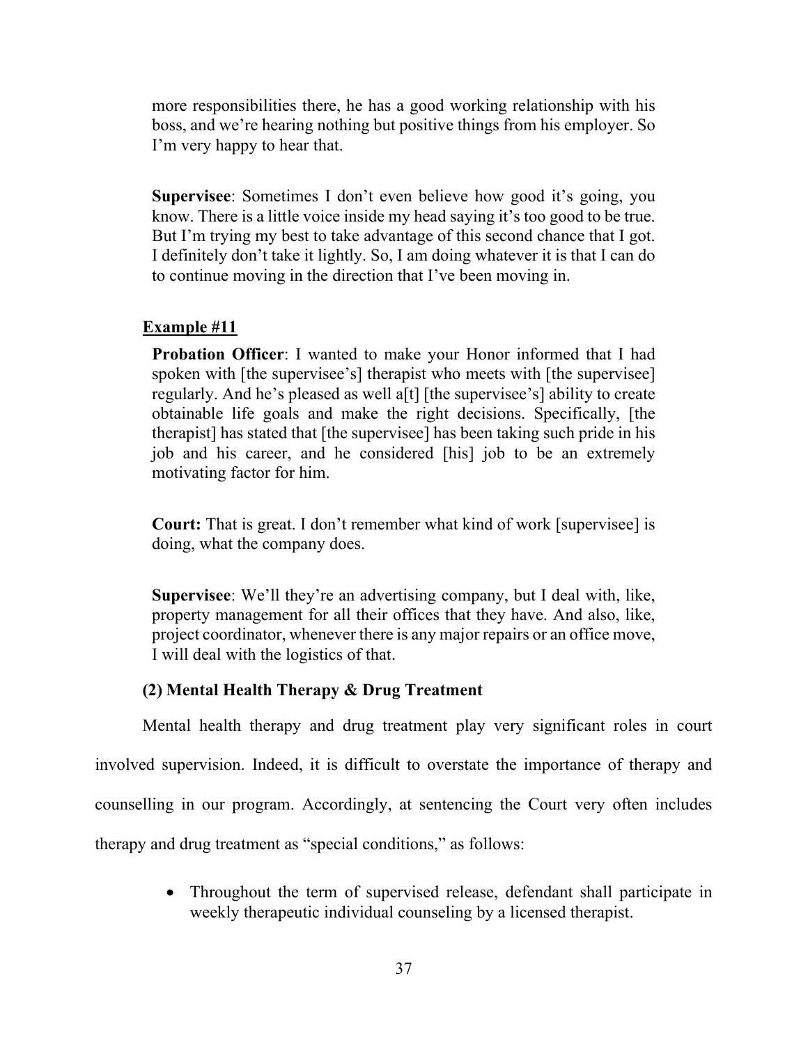more responsibilities there, he has a good working relationship with his boss, and we're hearing nothing but positive things from his employer. So I'm very happy to hear that.

**Supervisee**: Sometimes I don't even believe how good it's going, you know. There is a little voice inside my head saying it's too good to be true. But I'm trying my best to take advantage of this second chance that I got. I definitely don't take it lightly. So, I am doing whatever it is that I can do to continue moving in the direction that I've been moving in.

**Example #11**

**Probation Officer**: I wanted to make your Honor informed that I had spoken with [the supervisee's] therapist who meets with [the supervisee] regularly. And he's pleased as well a[t] [the supervisee's] ability to create obtainable life goals and make the right decisions. Specifically, [the therapist] has stated that [the supervisee] has been taking such pride in his job and his career, and he considered [his] job to be an extremely motivating factor for him.

**Court:** That is great. I don't remember what kind of work [supervisee] is doing, what the company does.

**Supervisee**: We'll they're an advertising company, but I deal with, like, property management for all their offices that they have. And also, like, project coordinator, whenever there is any major repairs or an office move, I will deal with the logistics of that.

**(2) Mental Health Therapy & Drug Treatment**

Mental health therapy and drug treatment play very significant roles in court involved supervision. Indeed, it is difficult to overstate the importance of therapy and counselling in our program. Accordingly, at sentencing the Court very often includes therapy and drug treatment as "special conditions," as follows:

- Throughout the term of supervised release, defendant shall participate in weekly therapeutic individual counseling by a licensed therapist.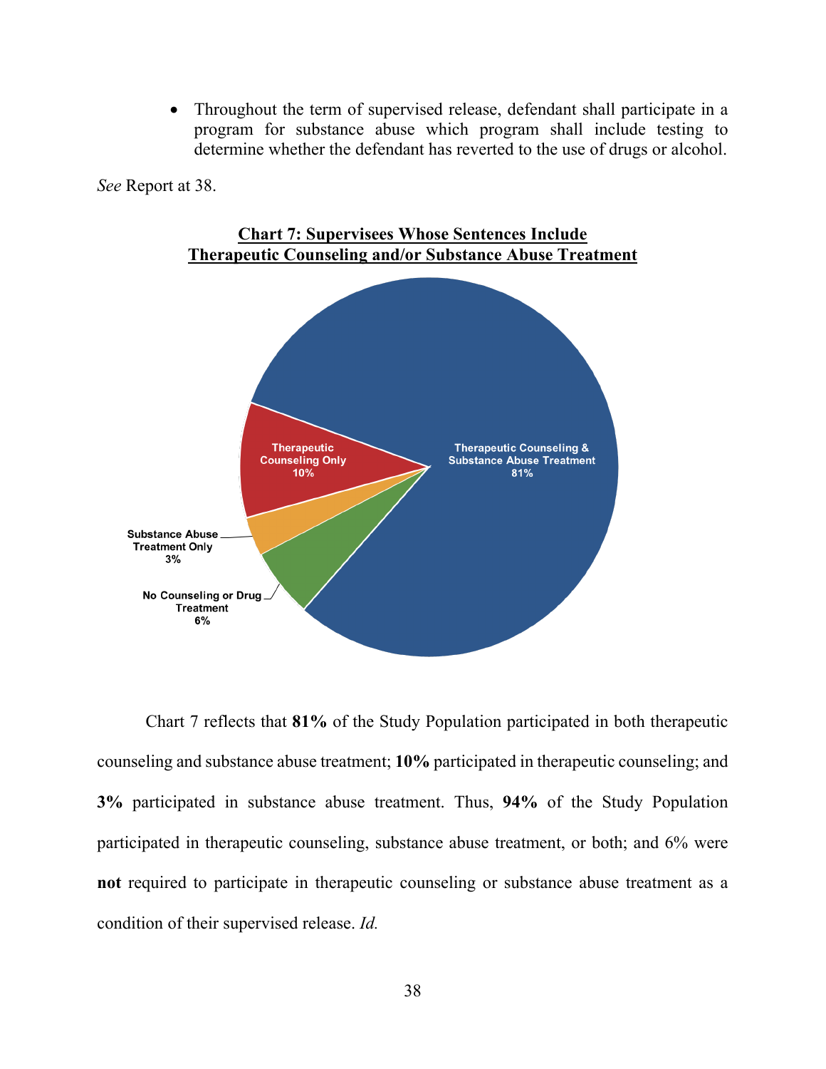- Throughout the term of supervised release, defendant shall participate in a program for substance abuse which program shall include testing to determine whether the defendant has reverted to the use of drugs or alcohol.

*See* Report at 38.

**Chart 7: Supervisees Whose Sentences Include Therapeutic Counseling and/or Substance Abuse Treatment**

| Category | Percentage |
|---|---|
| Therapeutic Counseling & Substance Abuse Treatment | 81% |
| Therapeutic Counseling Only | 10% |
| Substance Abuse Treatment Only | 3% |
| No Counseling or Drug Treatment | 6% |

Chart 7 reflects that **81%** of the Study Population participated in both therapeutic counseling and substance abuse treatment; **10%** participated in therapeutic counseling; and **3%** participated in substance abuse treatment. Thus, **94%** of the Study Population participated in therapeutic counseling, substance abuse treatment, or both; and 6% were **not** required to participate in therapeutic counseling or substance abuse treatment as a condition of their supervised release. *Id.*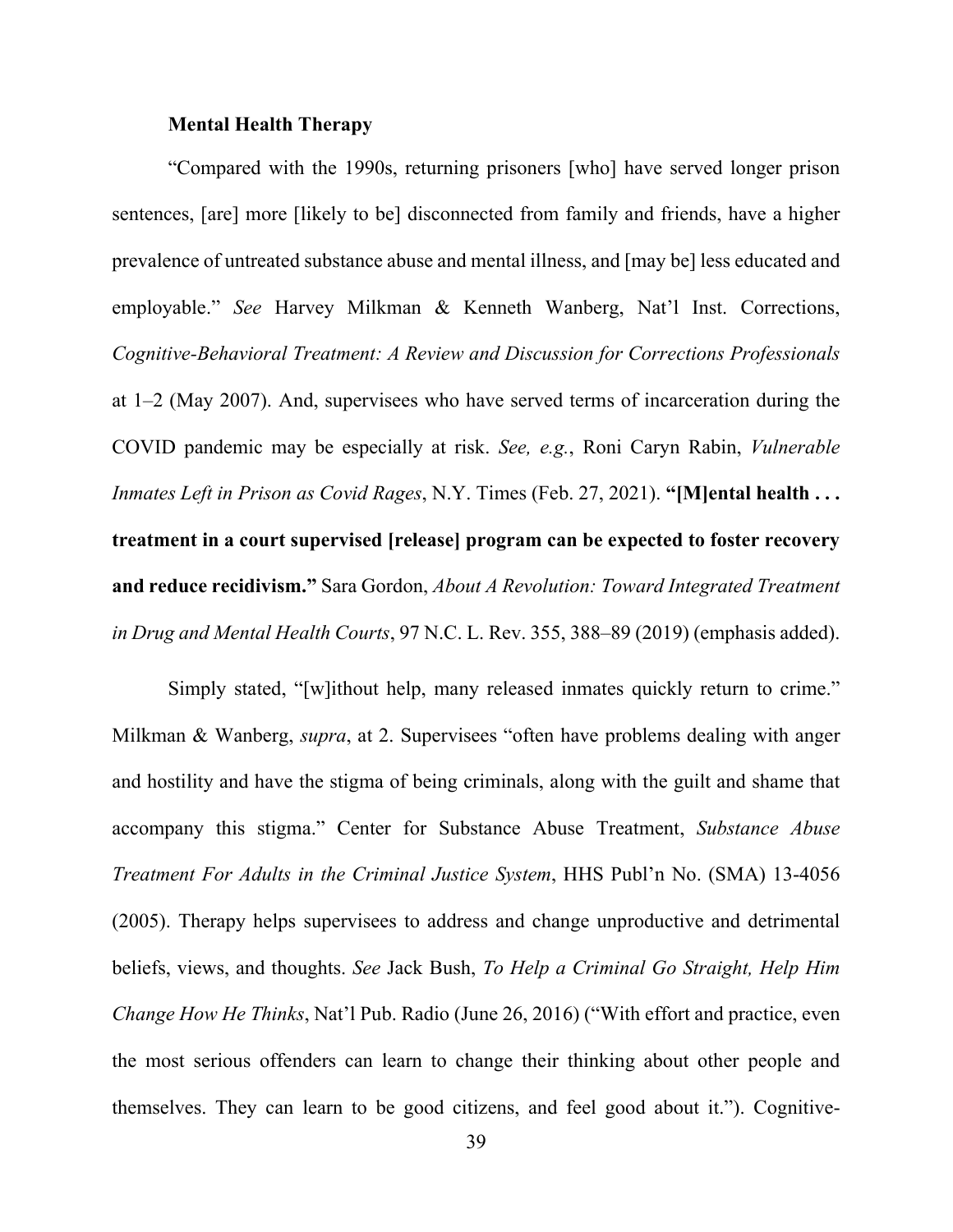**Mental Health Therapy**

"Compared with the 1990s, returning prisoners [who] have served longer prison sentences, [are] more [likely to be] disconnected from family and friends, have a higher prevalence of untreated substance abuse and mental illness, and [may be] less educated and employable." *See* Harvey Milkman & Kenneth Wanberg, Nat'l Inst. Corrections, *Cognitive-Behavioral Treatment: A Review and Discussion for Corrections Professionals* at 1–2 (May 2007). And, supervisees who have served terms of incarceration during the COVID pandemic may be especially at risk. *See, e.g.*, Roni Caryn Rabin, *Vulnerable Inmates Left in Prison as Covid Rages*, N.Y. Times (Feb. 27, 2021). **"[M]ental health . . . treatment in a court supervised [release] program can be expected to foster recovery and reduce recidivism."** Sara Gordon, *About A Revolution: Toward Integrated Treatment in Drug and Mental Health Courts*, 97 N.C. L. Rev. 355, 388–89 (2019) (emphasis added).

Simply stated, "[w]ithout help, many released inmates quickly return to crime." Milkman & Wanberg, *supra*, at 2. Supervisees "often have problems dealing with anger and hostility and have the stigma of being criminals, along with the guilt and shame that accompany this stigma." Center for Substance Abuse Treatment, *Substance Abuse Treatment For Adults in the Criminal Justice System*, HHS Publ'n No. (SMA) 13-4056 (2005). Therapy helps supervisees to address and change unproductive and detrimental beliefs, views, and thoughts. *See* Jack Bush, *To Help a Criminal Go Straight, Help Him Change How He Thinks*, Nat'l Pub. Radio (June 26, 2016) ("With effort and practice, even the most serious offenders can learn to change their thinking about other people and themselves. They can learn to be good citizens, and feel good about it."). Cognitive-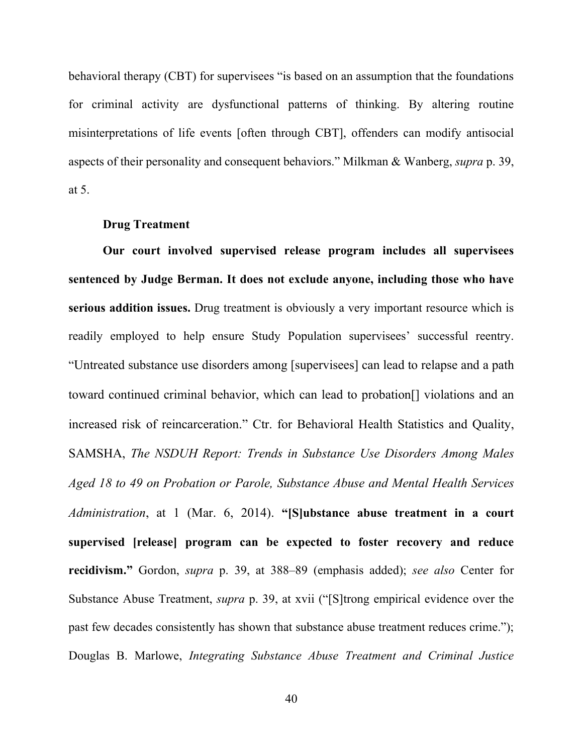behavioral therapy (CBT) for supervisees "is based on an assumption that the foundations for criminal activity are dysfunctional patterns of thinking. By altering routine misinterpretations of life events [often through CBT], offenders can modify antisocial aspects of their personality and consequent behaviors." Milkman & Wanberg, *supra* p. 39, at 5.

**Drug Treatment**

**Our court involved supervised release program includes all supervisees sentenced by Judge Berman. It does not exclude anyone, including those who have serious addition issues.** Drug treatment is obviously a very important resource which is readily employed to help ensure Study Population supervisees' successful reentry. "Untreated substance use disorders among [supervisees] can lead to relapse and a path toward continued criminal behavior, which can lead to probation[] violations and an increased risk of reincarceration." Ctr. for Behavioral Health Statistics and Quality, SAMSHA, *The NSDUH Report: Trends in Substance Use Disorders Among Males Aged 18 to 49 on Probation or Parole, Substance Abuse and Mental Health Services Administration*, at 1 (Mar. 6, 2014). **"[S]ubstance abuse treatment in a court supervised [release] program can be expected to foster recovery and reduce recidivism."** Gordon, *supra* p. 39, at 388–89 (emphasis added); *see also* Center for Substance Abuse Treatment, *supra* p. 39, at xvii ("[S]trong empirical evidence over the past few decades consistently has shown that substance abuse treatment reduces crime."); Douglas B. Marlowe, *Integrating Substance Abuse Treatment and Criminal Justice*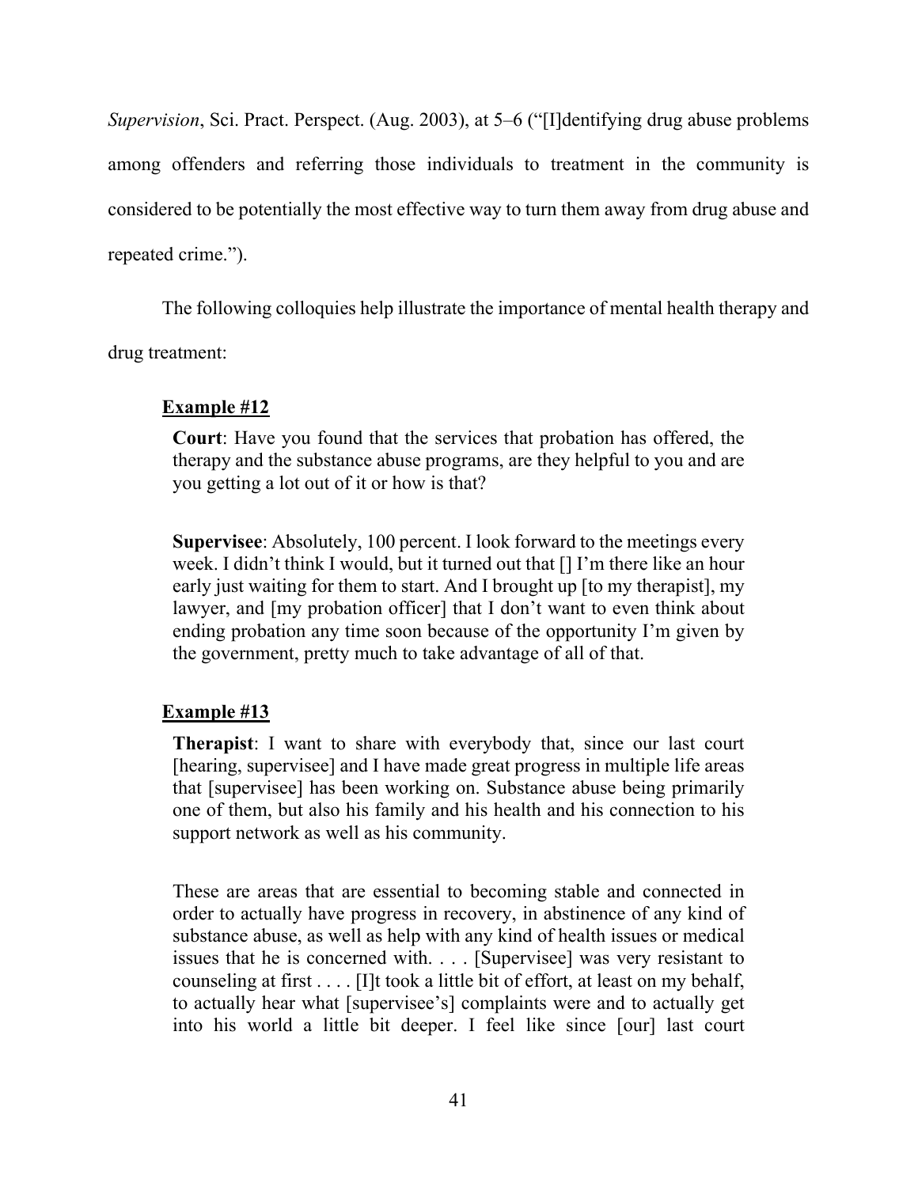*Supervision*, Sci. Pract. Perspect. (Aug. 2003), at 5–6 ("[I]dentifying drug abuse problems among offenders and referring those individuals to treatment in the community is considered to be potentially the most effective way to turn them away from drug abuse and repeated crime.").

The following colloquies help illustrate the importance of mental health therapy and drug treatment:

**<u>Example #12</u>**

> **Court**: Have you found that the services that probation has offered, the therapy and the substance abuse programs, are they helpful to you and are you getting a lot out of it or how is that?
>
> **Supervisee**: Absolutely, 100 percent. I look forward to the meetings every week. I didn't think I would, but it turned out that [] I'm there like an hour early just waiting for them to start. And I brought up [to my therapist], my lawyer, and [my probation officer] that I don't want to even think about ending probation any time soon because of the opportunity I'm given by the government, pretty much to take advantage of all of that.

**<u>Example #13</u>**

> **Therapist**: I want to share with everybody that, since our last court [hearing, supervisee] and I have made great progress in multiple life areas that [supervisee] has been working on. Substance abuse being primarily one of them, but also his family and his health and his connection to his support network as well as his community.
>
> These are areas that are essential to becoming stable and connected in order to actually have progress in recovery, in abstinence of any kind of substance abuse, as well as help with any kind of health issues or medical issues that he is concerned with. . . . [Supervisee] was very resistant to counseling at first . . . . [I]t took a little bit of effort, at least on my behalf, to actually hear what [supervisee's] complaints were and to actually get into his world a little bit deeper. I feel like since [our] last court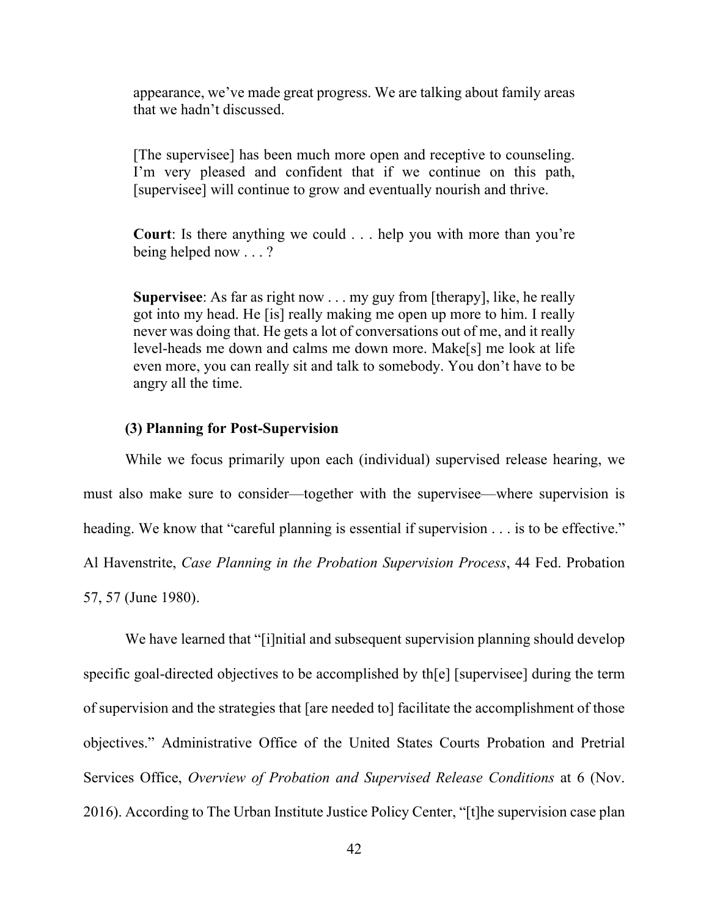appearance, we've made great progress. We are talking about family areas that we hadn't discussed.

> [The supervisee] has been much more open and receptive to counseling. I'm very pleased and confident that if we continue on this path, [supervisee] will continue to grow and eventually nourish and thrive.
>
> **Court**: Is there anything we could . . . help you with more than you're being helped now . . . ?
>
> **Supervisee**: As far as right now . . . my guy from [therapy], like, he really got into my head. He [is] really making me open up more to him. I really never was doing that. He gets a lot of conversations out of me, and it really level-heads me down and calms me down more. Make[s] me look at life even more, you can really sit and talk to somebody. You don't have to be angry all the time.

**(3) Planning for Post-Supervision**

While we focus primarily upon each (individual) supervised release hearing, we must also make sure to consider—together with the supervisee—where supervision is heading. We know that "careful planning is essential if supervision . . . is to be effective." Al Havenstrite, *Case Planning in the Probation Supervision Process*, 44 Fed. Probation 57, 57 (June 1980).

We have learned that "[i]nitial and subsequent supervision planning should develop specific goal-directed objectives to be accomplished by th[e] [supervisee] during the term of supervision and the strategies that [are needed to] facilitate the accomplishment of those objectives." Administrative Office of the United States Courts Probation and Pretrial Services Office, *Overview of Probation and Supervised Release Conditions* at 6 (Nov. 2016). According to The Urban Institute Justice Policy Center, "[t]he supervision case plan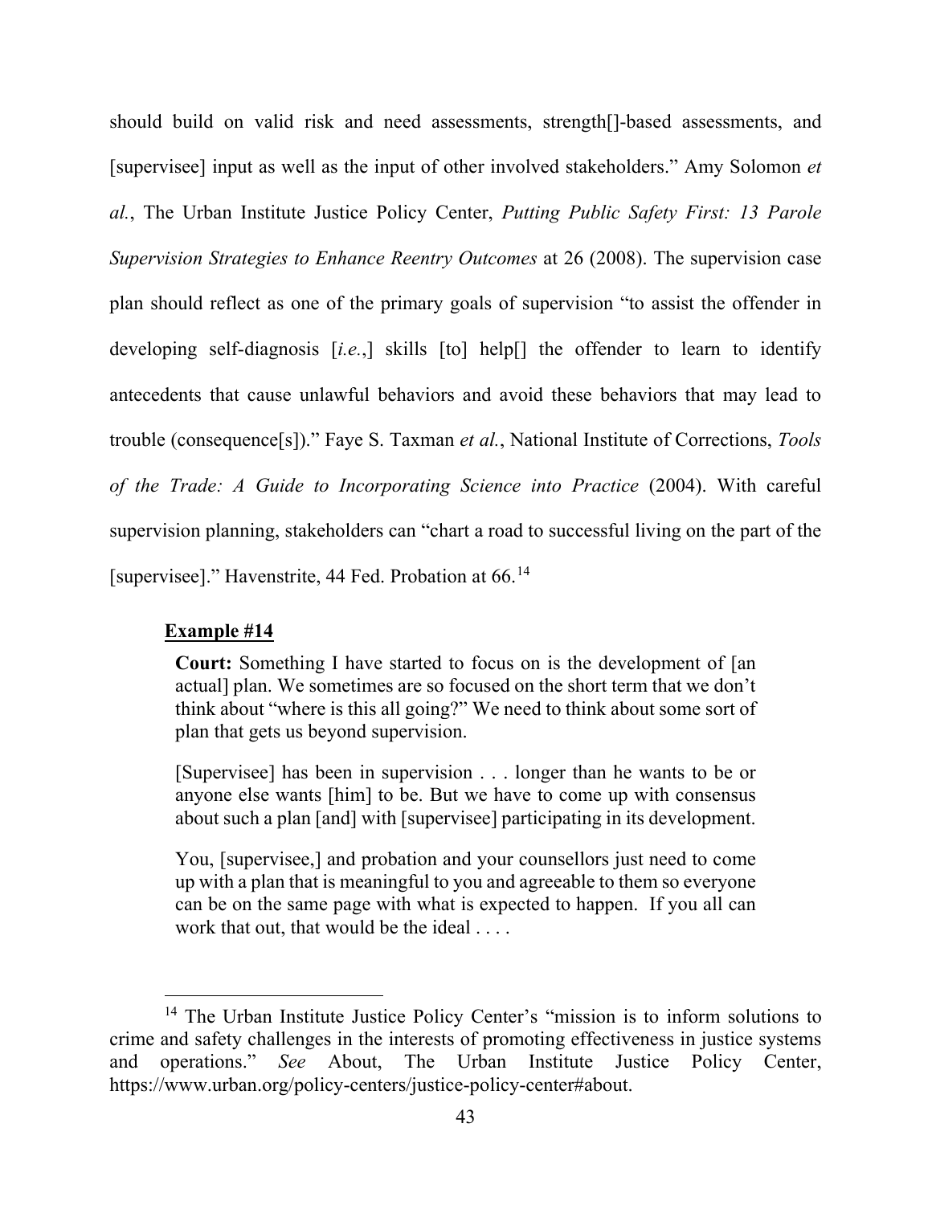should build on valid risk and need assessments, strength[]-based assessments, and [supervisee] input as well as the input of other involved stakeholders." Amy Solomon *et al.*, The Urban Institute Justice Policy Center, *Putting Public Safety First: 13 Parole Supervision Strategies to Enhance Reentry Outcomes* at 26 (2008). The supervision case plan should reflect as one of the primary goals of supervision "to assist the offender in developing self-diagnosis [*i.e.*,] skills [to] help[] the offender to learn to identify antecedents that cause unlawful behaviors and avoid these behaviors that may lead to trouble (consequence[s])." Faye S. Taxman *et al.*, National Institute of Corrections, *Tools of the Trade: A Guide to Incorporating Science into Practice* (2004). With careful supervision planning, stakeholders can "chart a road to successful living on the part of the [supervisee]." Havenstrite, 44 Fed. Probation at 66.[14]

**Example #14**

> **Court:** Something I have started to focus on is the development of [an actual] plan. We sometimes are so focused on the short term that we don't think about "where is this all going?" We need to think about some sort of plan that gets us beyond supervision.
>
> [Supervisee] has been in supervision . . . longer than he wants to be or anyone else wants [him] to be. But we have to come up with consensus about such a plan [and] with [supervisee] participating in its development.
>
> You, [supervisee,] and probation and your counsellors just need to come up with a plan that is meaningful to you and agreeable to them so everyone can be on the same page with what is expected to happen. If you all can work that out, that would be the ideal . . . .

---

[14] The Urban Institute Justice Policy Center's "mission is to inform solutions to crime and safety challenges in the interests of promoting effectiveness in justice systems and operations." *See* About, The Urban Institute Justice Policy Center, https://www.urban.org/policy-centers/justice-policy-center#about.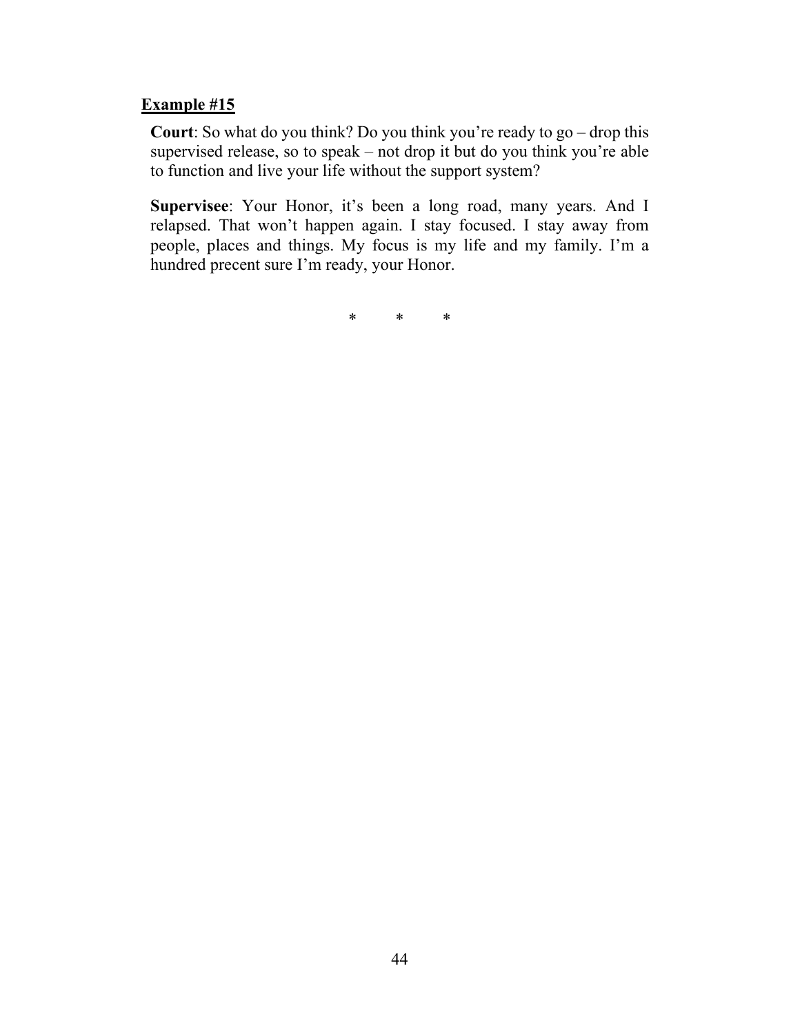**Example #15**

**Court**: So what do you think? Do you think you're ready to go – drop this supervised release, so to speak – not drop it but do you think you're able to function and live your life without the support system?

**Supervisee**: Your Honor, it's been a long road, many years. And I relapsed. That won't happen again. I stay focused. I stay away from people, places and things. My focus is my life and my family. I'm a hundred precent sure I'm ready, your Honor.

\* \* \*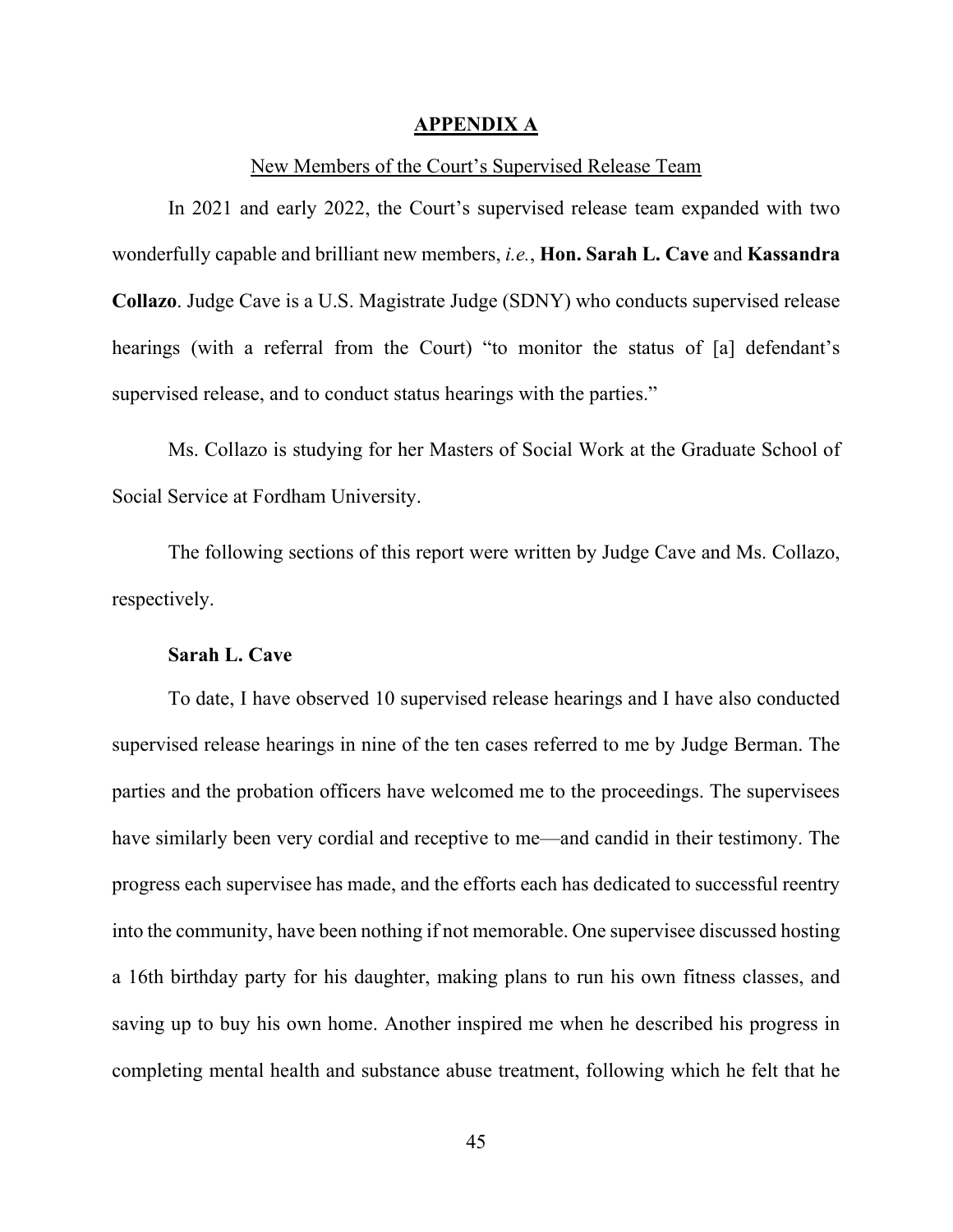## APPENDIX A

New Members of the Court's Supervised Release Team

In 2021 and early 2022, the Court's supervised release team expanded with two wonderfully capable and brilliant new members, *i.e.*, **Hon. Sarah L. Cave** and **Kassandra Collazo**. Judge Cave is a U.S. Magistrate Judge (SDNY) who conducts supervised release hearings (with a referral from the Court) "to monitor the status of [a] defendant's supervised release, and to conduct status hearings with the parties."

Ms. Collazo is studying for her Masters of Social Work at the Graduate School of Social Service at Fordham University.

The following sections of this report were written by Judge Cave and Ms. Collazo, respectively.

**Sarah L. Cave**

To date, I have observed 10 supervised release hearings and I have also conducted supervised release hearings in nine of the ten cases referred to me by Judge Berman. The parties and the probation officers have welcomed me to the proceedings. The supervisees have similarly been very cordial and receptive to me—and candid in their testimony. The progress each supervisee has made, and the efforts each has dedicated to successful reentry into the community, have been nothing if not memorable. One supervisee discussed hosting a 16th birthday party for his daughter, making plans to run his own fitness classes, and saving up to buy his own home. Another inspired me when he described his progress in completing mental health and substance abuse treatment, following which he felt that he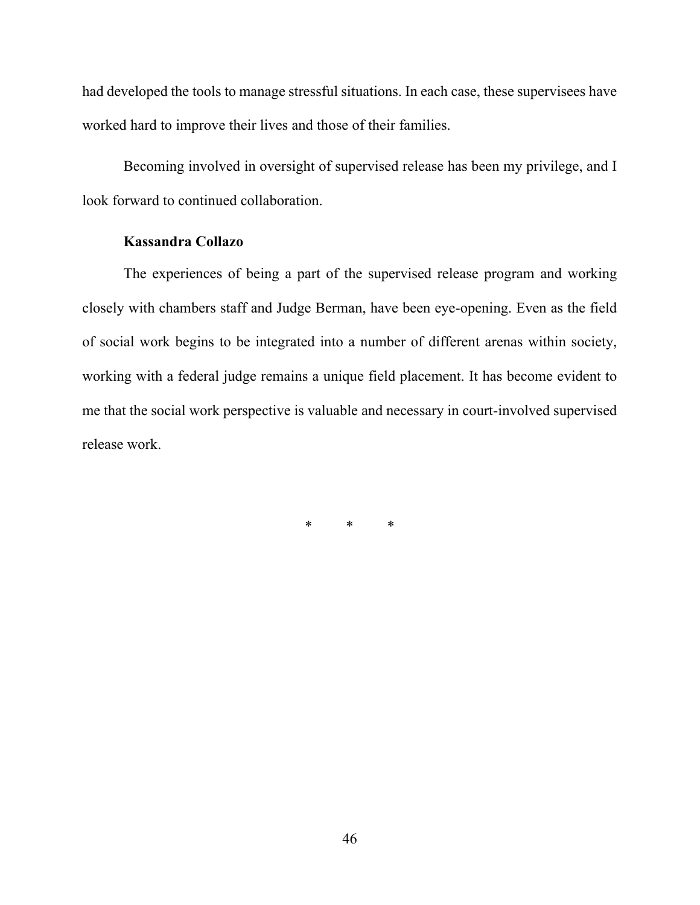had developed the tools to manage stressful situations. In each case, these supervisees have worked hard to improve their lives and those of their families.

Becoming involved in oversight of supervised release has been my privilege, and I look forward to continued collaboration.

**Kassandra Collazo**

The experiences of being a part of the supervised release program and working closely with chambers staff and Judge Berman, have been eye-opening. Even as the field of social work begins to be integrated into a number of different arenas within society, working with a federal judge remains a unique field placement. It has become evident to me that the social work perspective is valuable and necessary in court-involved supervised release work.

\*     \*     \*